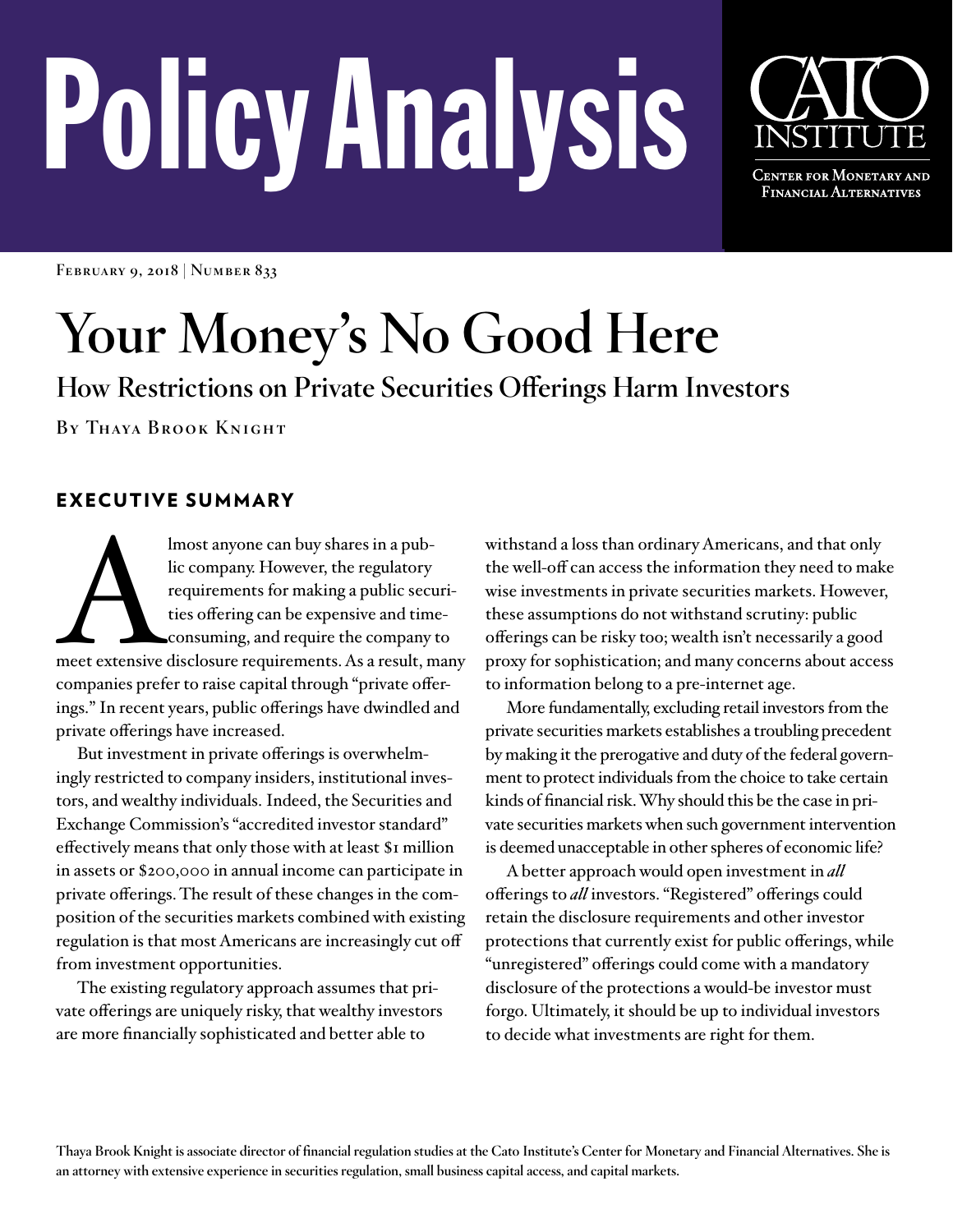# Policy Analysis

CATO INSTITUTE

Center for Monetary and Financial Alternatives

February 9, 2018 | Number 833

# Your Money's No Good Here

## How Restrictions on Private Securities Offerings Harm Investors

By Thaya Brook Knight

## EXECUTIVE SUMMARY

Almost anyone can buy shares in a public company. However, the regulatory requirements for making a public securities offering can be expensive and time-consuming, and require the company to meet extensive disclosure requirements. As a result, many companies prefer to raise capital through "private offerings." In recent years, public offerings have dwindled and private offerings have increased.

But investment in private offerings is overwhelmingly restricted to company insiders, institutional investors, and wealthy individuals. Indeed, the Securities and Exchange Commission's "accredited investor standard" effectively means that only those with at least $1 million in assets or $200,000 in annual income can participate in private offerings. The result of these changes in the composition of the securities markets combined with existing regulation is that most Americans are increasingly cut off from investment opportunities.

The existing regulatory approach assumes that private offerings are uniquely risky, that wealthy investors are more financially sophisticated and better able to withstand a loss than ordinary Americans, and that only the well-off can access the information they need to make wise investments in private securities markets. However, these assumptions do not withstand scrutiny: public offerings can be risky too; wealth isn't necessarily a good proxy for sophistication; and many concerns about access to information belong to a pre-internet age.

More fundamentally, excluding retail investors from the private securities markets establishes a troubling precedent by making it the prerogative and duty of the federal government to protect individuals from the choice to take certain kinds of financial risk. Why should this be the case in private securities markets when such government intervention is deemed unacceptable in other spheres of economic life?

A better approach would open investment in *all* offerings to *all* investors. "Registered" offerings could retain the disclosure requirements and other investor protections that currently exist for public offerings, while "unregistered" offerings could come with a mandatory disclosure of the protections a would-be investor must forgo. Ultimately, it should be up to individual investors to decide what investments are right for them.

Thaya Brook Knight is associate director of financial regulation studies at the Cato Institute's Center for Monetary and Financial Alternatives. She is an attorney with extensive experience in securities regulation, small business capital access, and capital markets.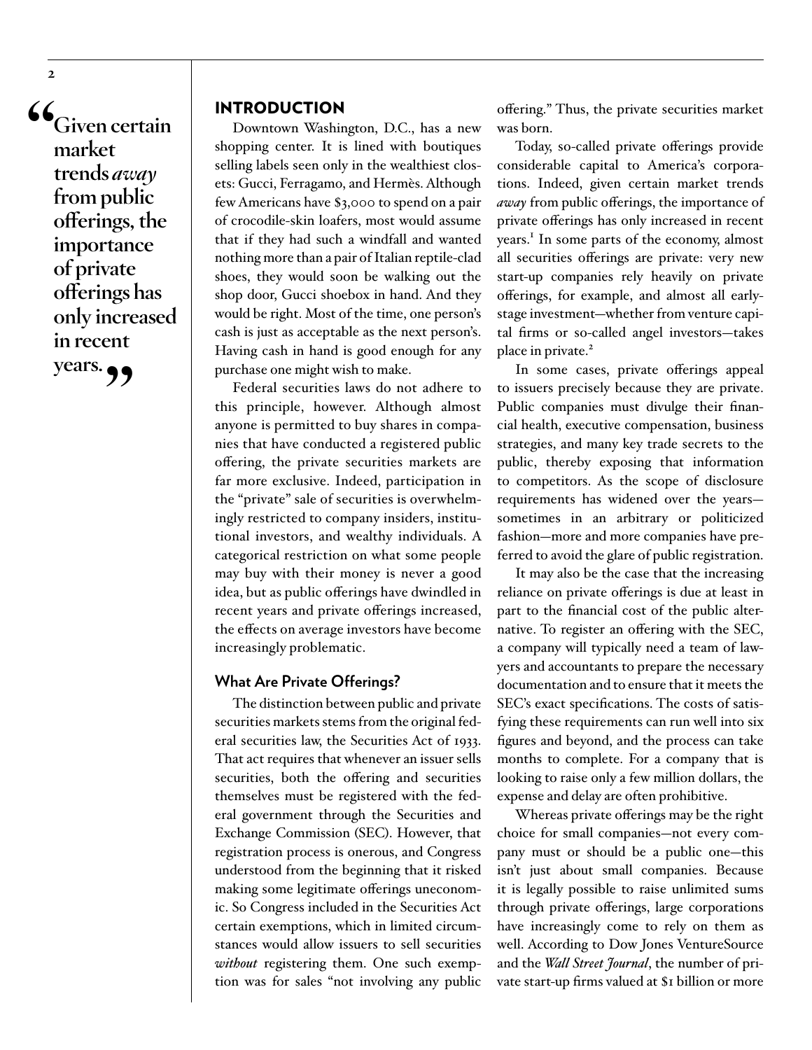> "Given certain market trends *away* from public offerings, the importance of private offerings has only increased in recent years."

## INTRODUCTION

Downtown Washington, D.C., has a new shopping center. It is lined with boutiques selling labels seen only in the wealthiest closets: Gucci, Ferragamo, and Hermès. Although few Americans have $3,000 to spend on a pair of crocodile-skin loafers, most would assume that if they had such a windfall and wanted nothing more than a pair of Italian reptile-clad shoes, they would soon be walking out the shop door, Gucci shoebox in hand. And they would be right. Most of the time, one person's cash is just as acceptable as the next person's. Having cash in hand is good enough for any purchase one might wish to make.

Federal securities laws do not adhere to this principle, however. Although almost anyone is permitted to buy shares in companies that have conducted a registered public offering, the private securities markets are far more exclusive. Indeed, participation in the "private" sale of securities is overwhelmingly restricted to company insiders, institutional investors, and wealthy individuals. A categorical restriction on what some people may buy with their money is never a good idea, but as public offerings have dwindled in recent years and private offerings increased, the effects on average investors have become increasingly problematic.

### What Are Private Offerings?

The distinction between public and private securities markets stems from the original federal securities law, the Securities Act of 1933. That act requires that whenever an issuer sells securities, both the offering and securities themselves must be registered with the federal government through the Securities and Exchange Commission (SEC). However, that registration process is onerous, and Congress understood from the beginning that it risked making some legitimate offerings uneconomic. So Congress included in the Securities Act certain exemptions, which in limited circumstances would allow issuers to sell securities *without* registering them. One such exemption was for sales "not involving any public offering." Thus, the private securities market was born.

Today, so-called private offerings provide considerable capital to America's corporations. Indeed, given certain market trends *away* from public offerings, the importance of private offerings has only increased in recent years.[1] In some parts of the economy, almost all securities offerings are private: very new start-up companies rely heavily on private offerings, for example, and almost all early-stage investment—whether from venture capital firms or so-called angel investors—takes place in private.[2]

In some cases, private offerings appeal to issuers precisely because they are private. Public companies must divulge their financial health, executive compensation, business strategies, and many key trade secrets to the public, thereby exposing that information to competitors. As the scope of disclosure requirements has widened over the years—sometimes in an arbitrary or politicized fashion—more and more companies have preferred to avoid the glare of public registration.

It may also be the case that the increasing reliance on private offerings is due at least in part to the financial cost of the public alternative. To register an offering with the SEC, a company will typically need a team of lawyers and accountants to prepare the necessary documentation and to ensure that it meets the SEC's exact specifications. The costs of satisfying these requirements can run well into six figures and beyond, and the process can take months to complete. For a company that is looking to raise only a few million dollars, the expense and delay are often prohibitive.

Whereas private offerings may be the right choice for small companies—not every company must or should be a public one—this isn't just about small companies. Because it is legally possible to raise unlimited sums through private offerings, large corporations have increasingly come to rely on them as well. According to Dow Jones VentureSource and the *Wall Street Journal*, the number of private start-up firms valued at $1 billion or more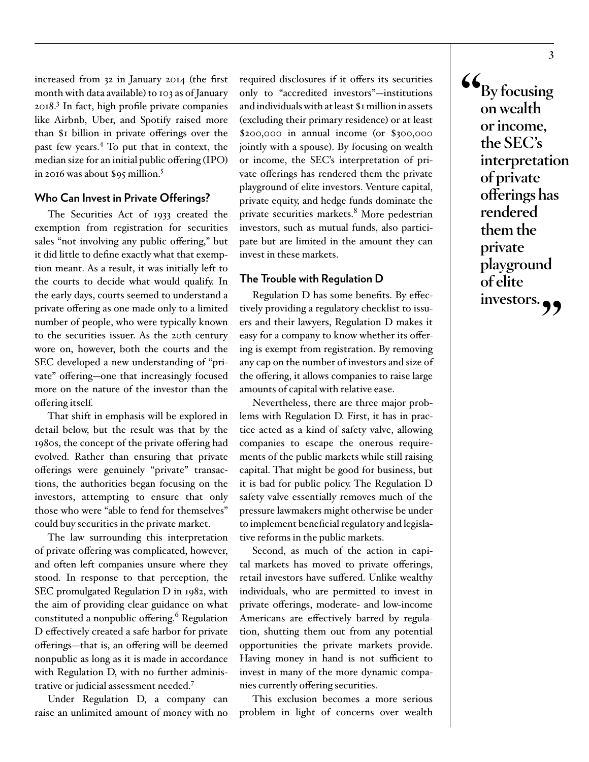increased from 32 in January 2014 (the first month with data available) to 103 as of January 2018.[3] In fact, high profile private companies like Airbnb, Uber, and Spotify raised more than $1 billion in private offerings over the past few years.[4] To put that in context, the median size for an initial public offering (IPO) in 2016 was about $95 million.[5]

### Who Can Invest in Private Offerings?

The Securities Act of 1933 created the exemption from registration for securities sales "not involving any public offering," but it did little to define exactly what that exemption meant. As a result, it was initially left to the courts to decide what would qualify. In the early days, courts seemed to understand a private offering as one made only to a limited number of people, who were typically known to the securities issuer. As the 20th century wore on, however, both the courts and the SEC developed a new understanding of "private" offering—one that increasingly focused more on the nature of the investor than the offering itself.

That shift in emphasis will be explored in detail below, but the result was that by the 1980s, the concept of the private offering had evolved. Rather than ensuring that private offerings were genuinely "private" transactions, the authorities began focusing on the investors, attempting to ensure that only those who were "able to fend for themselves" could buy securities in the private market.

The law surrounding this interpretation of private offering was complicated, however, and often left companies unsure where they stood. In response to that perception, the SEC promulgated Regulation D in 1982, with the aim of providing clear guidance on what constituted a nonpublic offering.[6] Regulation D effectively created a safe harbor for private offerings—that is, an offering will be deemed nonpublic as long as it is made in accordance with Regulation D, with no further administrative or judicial assessment needed.[7]

Under Regulation D, a company can raise an unlimited amount of money with no required disclosures if it offers its securities only to "accredited investors"—institutions and individuals with at least $1 million in assets (excluding their primary residence) or at least $200,000 in annual income (or $300,000 jointly with a spouse). By focusing on wealth or income, the SEC's interpretation of private offerings has rendered them the private playground of elite investors. Venture capital, private equity, and hedge funds dominate the private securities markets.[8] More pedestrian investors, such as mutual funds, also participate but are limited in the amount they can invest in these markets.

> **"By focusing on wealth or income, the SEC's interpretation of private offerings has rendered them the private playground of elite investors."**

### The Trouble with Regulation D

Regulation D has some benefits. By effectively providing a regulatory checklist to issuers and their lawyers, Regulation D makes it easy for a company to know whether its offering is exempt from registration. By removing any cap on the number of investors and size of the offering, it allows companies to raise large amounts of capital with relative ease.

Nevertheless, there are three major problems with Regulation D. First, it has in practice acted as a kind of safety valve, allowing companies to escape the onerous requirements of the public markets while still raising capital. That might be good for business, but it is bad for public policy. The Regulation D safety valve essentially removes much of the pressure lawmakers might otherwise be under to implement beneficial regulatory and legislative reforms in the public markets.

Second, as much of the action in capital markets has moved to private offerings, retail investors have suffered. Unlike wealthy individuals, who are permitted to invest in private offerings, moderate- and low-income Americans are effectively barred by regulation, shutting them out from any potential opportunities the private markets provide. Having money in hand is not sufficient to invest in many of the more dynamic companies currently offering securities.

This exclusion becomes a more serious problem in light of concerns over wealth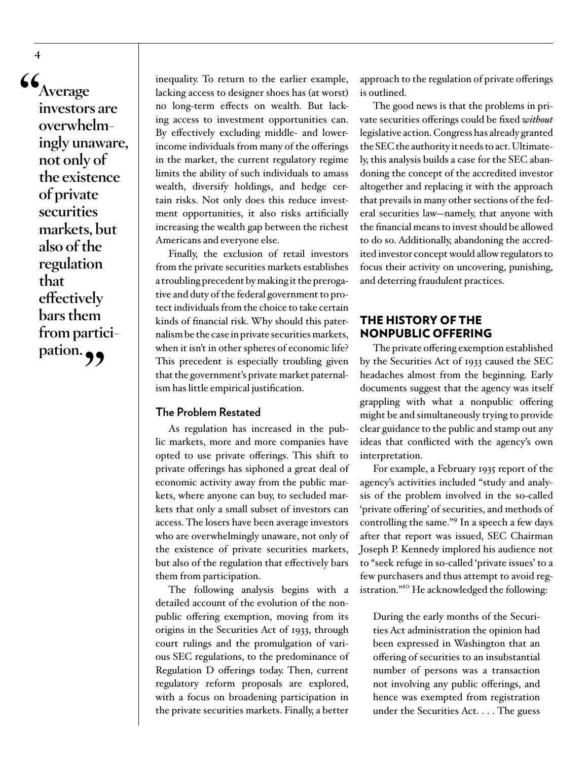> "Average investors are overwhelmingly unaware, not only of the existence of private securities markets, but also of the regulation that effectively bars them from participation."

inequality. To return to the earlier example, lacking access to designer shoes has (at worst) no long-term effects on wealth. But lacking access to investment opportunities can. By effectively excluding middle- and lower-income individuals from many of the offerings in the market, the current regulatory regime limits the ability of such individuals to amass wealth, diversify holdings, and hedge certain risks. Not only does this reduce investment opportunities, it also risks artificially increasing the wealth gap between the richest Americans and everyone else.

Finally, the exclusion of retail investors from the private securities markets establishes a troubling precedent by making it the prerogative and duty of the federal government to protect individuals from the choice to take certain kinds of financial risk. Why should this paternalism be the case in private securities markets, when it isn't in other spheres of economic life? This precedent is especially troubling given that the government's private market paternalism has little empirical justification.

### The Problem Restated

As regulation has increased in the public markets, more and more companies have opted to use private offerings. This shift to private offerings has siphoned a great deal of economic activity away from the public markets, where anyone can buy, to secluded markets that only a small subset of investors can access. The losers have been average investors who are overwhelmingly unaware, not only of the existence of private securities markets, but also of the regulation that effectively bars them from participation.

The following analysis begins with a detailed account of the evolution of the nonpublic offering exemption, moving from its origins in the Securities Act of 1933, through court rulings and the promulgation of various SEC regulations, to the predominance of Regulation D offerings today. Then, current regulatory reform proposals are explored, with a focus on broadening participation in the private securities markets. Finally, a better approach to the regulation of private offerings is outlined.

The good news is that the problems in private securities offerings could be fixed *without* legislative action. Congress has already granted the SEC the authority it needs to act. Ultimately, this analysis builds a case for the SEC abandoning the concept of the accredited investor altogether and replacing it with the approach that prevails in many other sections of the federal securities law—namely, that anyone with the financial means to invest should be allowed to do so. Additionally, abandoning the accredited investor concept would allow regulators to focus their activity on uncovering, punishing, and deterring fraudulent practices.

## THE HISTORY OF THE NONPUBLIC OFFERING

The private offering exemption established by the Securities Act of 1933 caused the SEC headaches almost from the beginning. Early documents suggest that the agency was itself grappling with what a nonpublic offering might be and simultaneously trying to provide clear guidance to the public and stamp out any ideas that conflicted with the agency's own interpretation.

For example, a February 1935 report of the agency's activities included "study and analysis of the problem involved in the so-called 'private offering' of securities, and methods of controlling the same."[9] In a speech a few days after that report was issued, SEC Chairman Joseph P. Kennedy implored his audience not to "seek refuge in so-called 'private issues' to a few purchasers and thus attempt to avoid registration."[10] He acknowledged the following:

> During the early months of the Securities Act administration the opinion had been expressed in Washington that an offering of securities to an insubstantial number of persons was a transaction not involving any public offerings, and hence was exempted from registration under the Securities Act. . . . The guess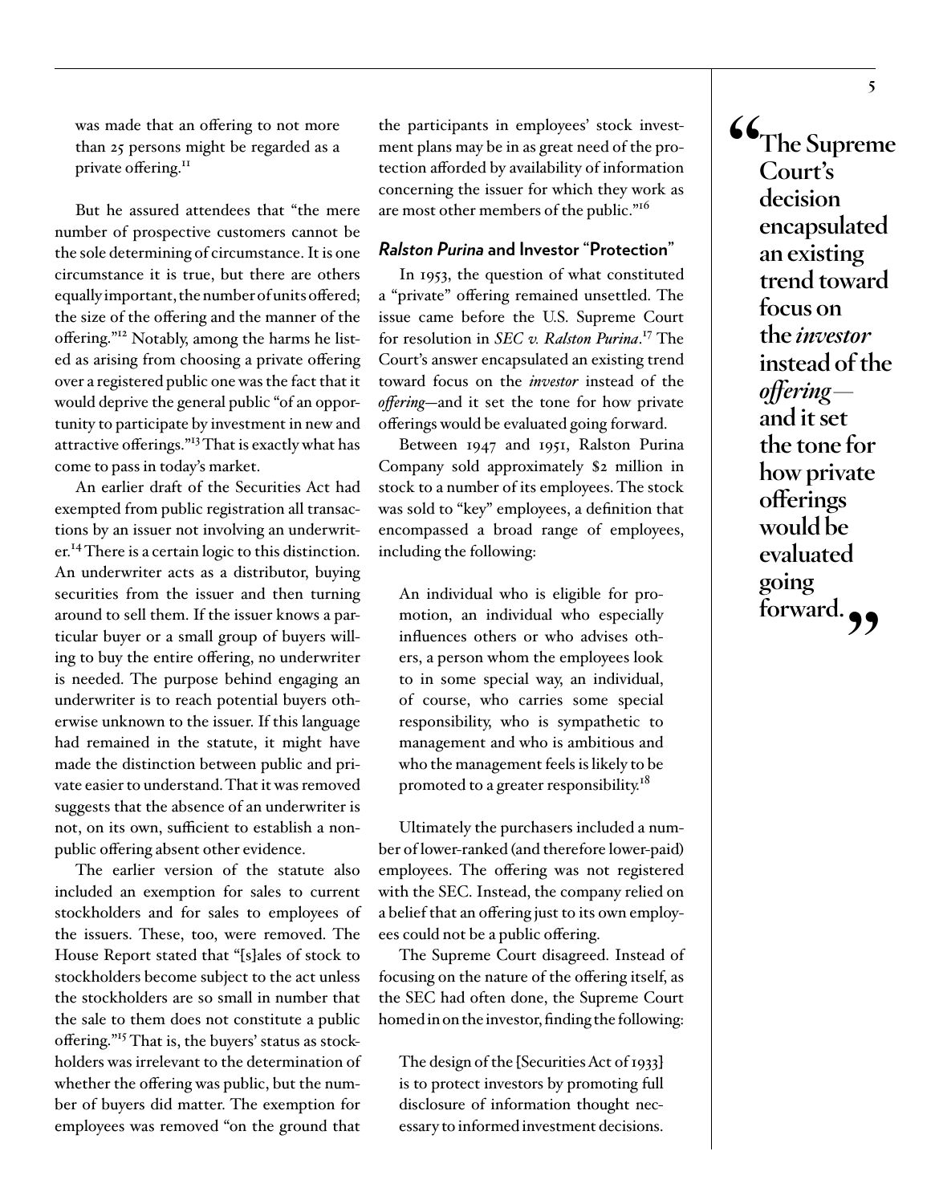> was made that an offering to not more than 25 persons might be regarded as a private offering.[11]

But he assured attendees that "the mere number of prospective customers cannot be the sole determining of circumstance. It is one circumstance it is true, but there are others equally important, the number of units offered; the size of the offering and the manner of the offering."[12] Notably, among the harms he listed as arising from choosing a private offering over a registered public one was the fact that it would deprive the general public "of an opportunity to participate by investment in new and attractive offerings."[13] That is exactly what has come to pass in today's market.

An earlier draft of the Securities Act had exempted from public registration all transactions by an issuer not involving an underwriter.[14] There is a certain logic to this distinction. An underwriter acts as a distributor, buying securities from the issuer and then turning around to sell them. If the issuer knows a particular buyer or a small group of buyers willing to buy the entire offering, no underwriter is needed. The purpose behind engaging an underwriter is to reach potential buyers otherwise unknown to the issuer. If this language had remained in the statute, it might have made the distinction between public and private easier to understand. That it was removed suggests that the absence of an underwriter is not, on its own, sufficient to establish a nonpublic offering absent other evidence.

The earlier version of the statute also included an exemption for sales to current stockholders and for sales to employees of the issuers. These, too, were removed. The House Report stated that "[s]ales of stock to stockholders become subject to the act unless the stockholders are so small in number that the sale to them does not constitute a public offering."[15] That is, the buyers' status as stockholders was irrelevant to the determination of whether the offering was public, but the number of buyers did matter. The exemption for employees was removed "on the ground that the participants in employees' stock investment plans may be in as great need of the protection afforded by availability of information concerning the issuer for which they work as are most other members of the public."[16]

### *Ralston Purina* and Investor "Protection"

In 1953, the question of what constituted a "private" offering remained unsettled. The issue came before the U.S. Supreme Court for resolution in *SEC v. Ralston Purina*.[17] The Court's answer encapsulated an existing trend toward focus on the ***investor*** instead of the *offering*—and it set the tone for how private offerings would be evaluated going forward.

Between 1947 and 1951, Ralston Purina Company sold approximately $2 million in stock to a number of its employees. The stock was sold to "key" employees, a definition that encompassed a broad range of employees, including the following:

> An individual who is eligible for promotion, an individual who especially influences others or who advises others, a person whom the employees look to in some special way, an individual, of course, who carries some special responsibility, who is sympathetic to management and who is ambitious and who the management feels is likely to be promoted to a greater responsibility.[18]

Ultimately the purchasers included a number of lower-ranked (and therefore lower-paid) employees. The offering was not registered with the SEC. Instead, the company relied on a belief that an offering just to its own employees could not be a public offering.

The Supreme Court disagreed. Instead of focusing on the nature of the offering itself, as the SEC had often done, the Supreme Court homed in on the investor, finding the following:

> The design of the [Securities Act of 1933] is to protect investors by promoting full disclosure of information thought necessary to informed investment decisions.

> **"The Supreme Court's decision encapsulated an existing trend toward focus on the *investor* instead of the *offering*—and it set the tone for how private offerings would be evaluated going forward."**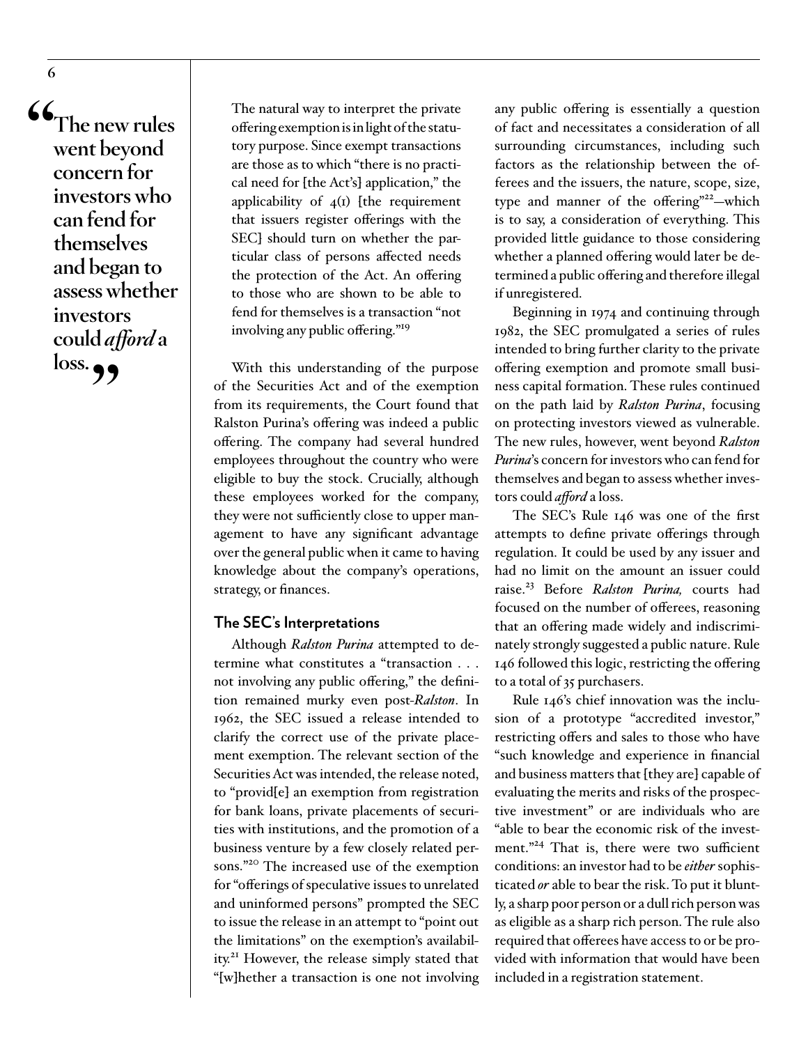> "The new rules went beyond concern for investors who can fend for themselves and began to assess whether investors could *afford* a loss."

> The natural way to interpret the private offering exemption is in light of the statutory purpose. Since exempt transactions are those as to which "there is no practical need for [the Act's] application," the applicability of 4(1) [the requirement that issuers register offerings with the SEC] should turn on whether the particular class of persons affected needs the protection of the Act. An offering to those who are shown to be able to fend for themselves is a transaction "not involving any public offering."[19]

With this understanding of the purpose of the Securities Act and of the exemption from its requirements, the Court found that Ralston Purina's offering was indeed a public offering. The company had several hundred employees throughout the country who were eligible to buy the stock. Crucially, although these employees worked for the company, they were not sufficiently close to upper management to have any significant advantage over the general public when it came to having knowledge about the company's operations, strategy, or finances.

### The SEC's Interpretations

Although *Ralston Purina* attempted to determine what constitutes a "transaction . . . not involving any public offering," the definition remained murky even post-*Ralston*. In 1962, the SEC issued a release intended to clarify the correct use of the private placement exemption. The relevant section of the Securities Act was intended, the release noted, to "provid[e] an exemption from registration for bank loans, private placements of securities with institutions, and the promotion of a business venture by a few closely related persons."[20] The increased use of the exemption for "offerings of speculative issues to unrelated and uninformed persons" prompted the SEC to issue the release in an attempt to "point out the limitations" on the exemption's availability.[21] However, the release simply stated that "[w]hether a transaction is one not involving any public offering is essentially a question of fact and necessitates a consideration of all surrounding circumstances, including such factors as the relationship between the offerees and the issuers, the nature, scope, size, type and manner of the offering"[22]—which is to say, a consideration of everything. This provided little guidance to those considering whether a planned offering would later be determined a public offering and therefore illegal if unregistered.

Beginning in 1974 and continuing through 1982, the SEC promulgated a series of rules intended to bring further clarity to the private offering exemption and promote small business capital formation. These rules continued on the path laid by *Ralston Purina*, focusing on protecting investors viewed as vulnerable. The new rules, however, went beyond *Ralston Purina*'s concern for investors who can fend for themselves and began to assess whether investors could *afford* a loss.

The SEC's Rule 146 was one of the first attempts to define private offerings through regulation. It could be used by any issuer and had no limit on the amount an issuer could raise.[23] Before *Ralston Purina,* courts had focused on the number of offerees, reasoning that an offering made widely and indiscriminately strongly suggested a public nature. Rule 146 followed this logic, restricting the offering to a total of 35 purchasers.

Rule 146's chief innovation was the inclusion of a prototype "accredited investor," restricting offers and sales to those who have "such knowledge and experience in financial and business matters that [they are] capable of evaluating the merits and risks of the prospective investment" or are individuals who are "able to bear the economic risk of the investment."[24] That is, there were two sufficient conditions: an investor had to be *either* sophisticated *or* able to bear the risk. To put it bluntly, a sharp poor person or a dull rich person was as eligible as a sharp rich person. The rule also required that offerees have access to or be provided with information that would have been included in a registration statement.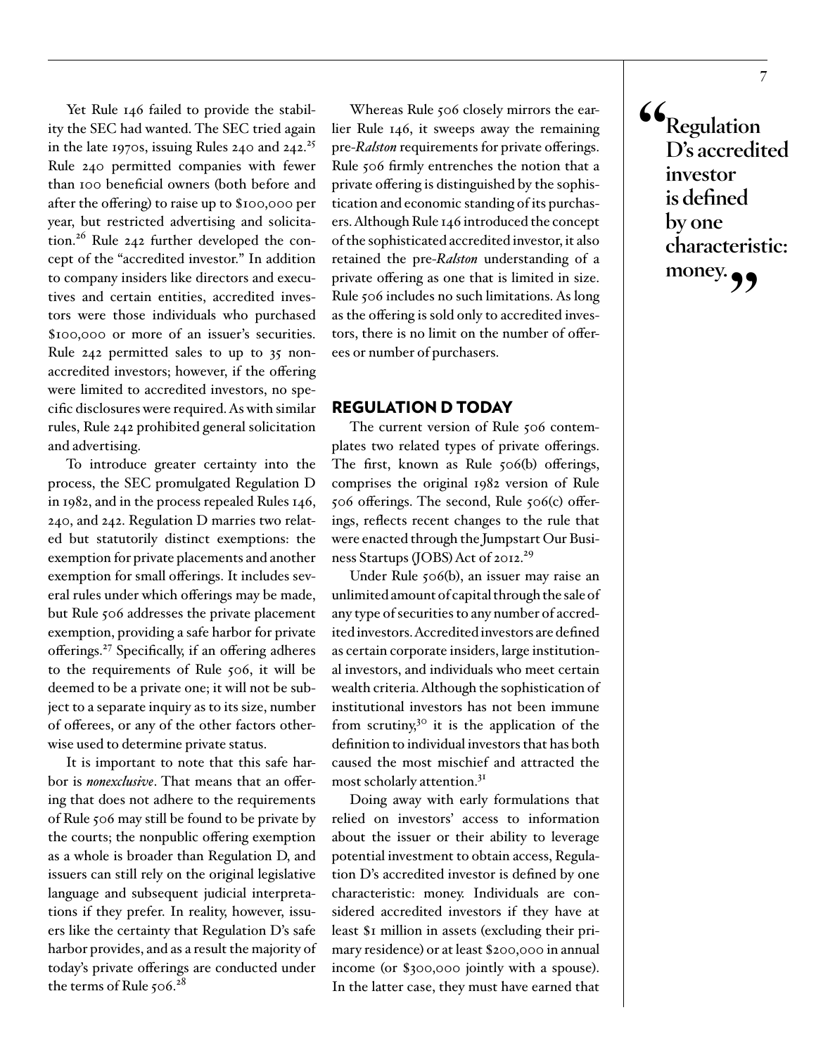Yet Rule 146 failed to provide the stability the SEC had wanted. The SEC tried again in the late 1970s, issuing Rules 240 and 242.[25] Rule 240 permitted companies with fewer than 100 beneficial owners (both before and after the offering) to raise up to $100,000 per year, but restricted advertising and solicitation.[26] Rule 242 further developed the concept of the "accredited investor." In addition to company insiders like directors and executives and certain entities, accredited investors were those individuals who purchased $100,000 or more of an issuer's securities. Rule 242 permitted sales to up to 35 non-accredited investors; however, if the offering were limited to accredited investors, no specific disclosures were required. As with similar rules, Rule 242 prohibited general solicitation and advertising.

To introduce greater certainty into the process, the SEC promulgated Regulation D in 1982, and in the process repealed Rules 146, 240, and 242. Regulation D marries two related but statutorily distinct exemptions: the exemption for private placements and another exemption for small offerings. It includes several rules under which offerings may be made, but Rule 506 addresses the private placement exemption, providing a safe harbor for private offerings.[27] Specifically, if an offering adheres to the requirements of Rule 506, it will be deemed to be a private one; it will not be subject to a separate inquiry as to its size, number of offerees, or any of the other factors otherwise used to determine private status.

It is important to note that this safe harbor is ***nonexclusive***. That means that an offering that does not adhere to the requirements of Rule 506 may still be found to be private by the courts; the nonpublic offering exemption as a whole is broader than Regulation D, and issuers can still rely on the original legislative language and subsequent judicial interpretations if they prefer. In reality, however, issuers like the certainty that Regulation D's safe harbor provides, and as a result the majority of today's private offerings are conducted under the terms of Rule 506.[28]

Whereas Rule 506 closely mirrors the earlier Rule 146, it sweeps away the remaining pre-***Ralston*** requirements for private offerings. Rule 506 firmly entrenches the notion that a private offering is distinguished by the sophistication and economic standing of its purchasers. Although Rule 146 introduced the concept of the sophisticated accredited investor, it also retained the pre-***Ralston*** understanding of a private offering as one that is limited in size. Rule 506 includes no such limitations. As long as the offering is sold only to accredited investors, there is no limit on the number of offerees or number of purchasers.

## REGULATION D TODAY

The current version of Rule 506 contemplates two related types of private offerings. The first, known as Rule 506(b) offerings, comprises the original 1982 version of Rule 506 offerings. The second, Rule 506(c) offerings, reflects recent changes to the rule that were enacted through the Jumpstart Our Business Startups (JOBS) Act of 2012.[29]

Under Rule 506(b), an issuer may raise an unlimited amount of capital through the sale of any type of securities to any number of accredited investors. Accredited investors are defined as certain corporate insiders, large institutional investors, and individuals who meet certain wealth criteria. Although the sophistication of institutional investors has not been immune from scrutiny,[30] it is the application of the definition to individual investors that has both caused the most mischief and attracted the most scholarly attention.[31]

Doing away with early formulations that relied on investors' access to information about the issuer or their ability to leverage potential investment to obtain access, Regulation D's accredited investor is defined by one characteristic: money. Individuals are considered accredited investors if they have at least $1 million in assets (excluding their primary residence) or at least $200,000 in annual income (or $300,000 jointly with a spouse). In the latter case, they must have earned that

> **"Regulation D's accredited investor is defined by one characteristic: money."**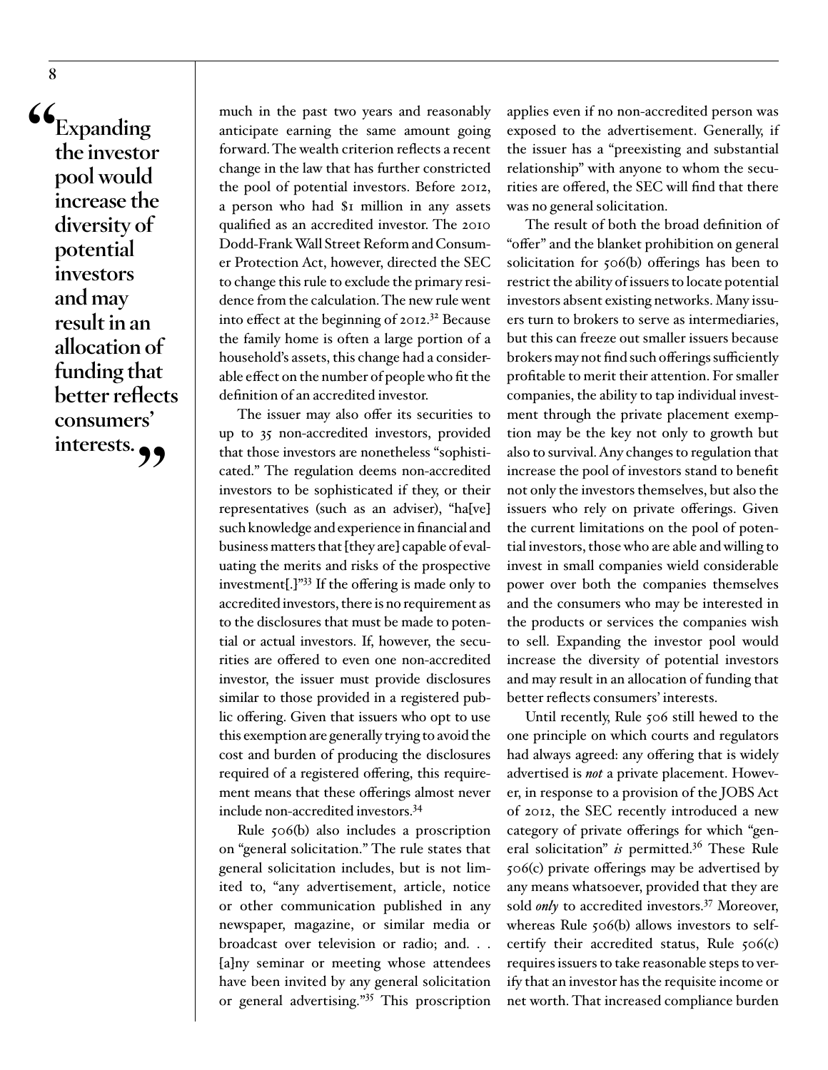> "Expanding the investor pool would increase the diversity of potential investors and may result in an allocation of funding that better reflects consumers' interests."

much in the past two years and reasonably anticipate earning the same amount going forward. The wealth criterion reflects a recent change in the law that has further constricted the pool of potential investors. Before 2012, a person who had $1 million in any assets qualified as an accredited investor. The 2010 Dodd-Frank Wall Street Reform and Consumer Protection Act, however, directed the SEC to change this rule to exclude the primary residence from the calculation. The new rule went into effect at the beginning of 2012.[32] Because the family home is often a large portion of a household's assets, this change had a considerable effect on the number of people who fit the definition of an accredited investor.

The issuer may also offer its securities to up to 35 non-accredited investors, provided that those investors are nonetheless "sophisticated." The regulation deems non-accredited investors to be sophisticated if they, or their representatives (such as an adviser), "ha[ve] such knowledge and experience in financial and business matters that [they are] capable of evaluating the merits and risks of the prospective investment[.]"[33] If the offering is made only to accredited investors, there is no requirement as to the disclosures that must be made to potential or actual investors. If, however, the securities are offered to even one non-accredited investor, the issuer must provide disclosures similar to those provided in a registered public offering. Given that issuers who opt to use this exemption are generally trying to avoid the cost and burden of producing the disclosures required of a registered offering, this requirement means that these offerings almost never include non-accredited investors.[34]

Rule 506(b) also includes a proscription on "general solicitation." The rule states that general solicitation includes, but is not limited to, "any advertisement, article, notice or other communication published in any newspaper, magazine, or similar media or broadcast over television or radio; and. . . [a]ny seminar or meeting whose attendees have been invited by any general solicitation or general advertising."[35] This proscription applies even if no non-accredited person was exposed to the advertisement. Generally, if the issuer has a "preexisting and substantial relationship" with anyone to whom the securities are offered, the SEC will find that there was no general solicitation.

The result of both the broad definition of "offer" and the blanket prohibition on general solicitation for 506(b) offerings has been to restrict the ability of issuers to locate potential investors absent existing networks. Many issuers turn to brokers to serve as intermediaries, but this can freeze out smaller issuers because brokers may not find such offerings sufficiently profitable to merit their attention. For smaller companies, the ability to tap individual investment through the private placement exemption may be the key not only to growth but also to survival. Any changes to regulation that increase the pool of investors stand to benefit not only the investors themselves, but also the issuers who rely on private offerings. Given the current limitations on the pool of potential investors, those who are able and willing to invest in small companies wield considerable power over both the companies themselves and the consumers who may be interested in the products or services the companies wish to sell. Expanding the investor pool would increase the diversity of potential investors and may result in an allocation of funding that better reflects consumers' interests.

Until recently, Rule 506 still hewed to the one principle on which courts and regulators had always agreed: any offering that is widely advertised is ***not*** a private placement. However, in response to a provision of the JOBS Act of 2012, the SEC recently introduced a new category of private offerings for which "general solicitation" ***is*** permitted.[36] These Rule 506(c) private offerings may be advertised by any means whatsoever, provided that they are sold ***only*** to accredited investors.[37] Moreover, whereas Rule 506(b) allows investors to self-certify their accredited status, Rule 506(c) requires issuers to take reasonable steps to verify that an investor has the requisite income or net worth. That increased compliance burden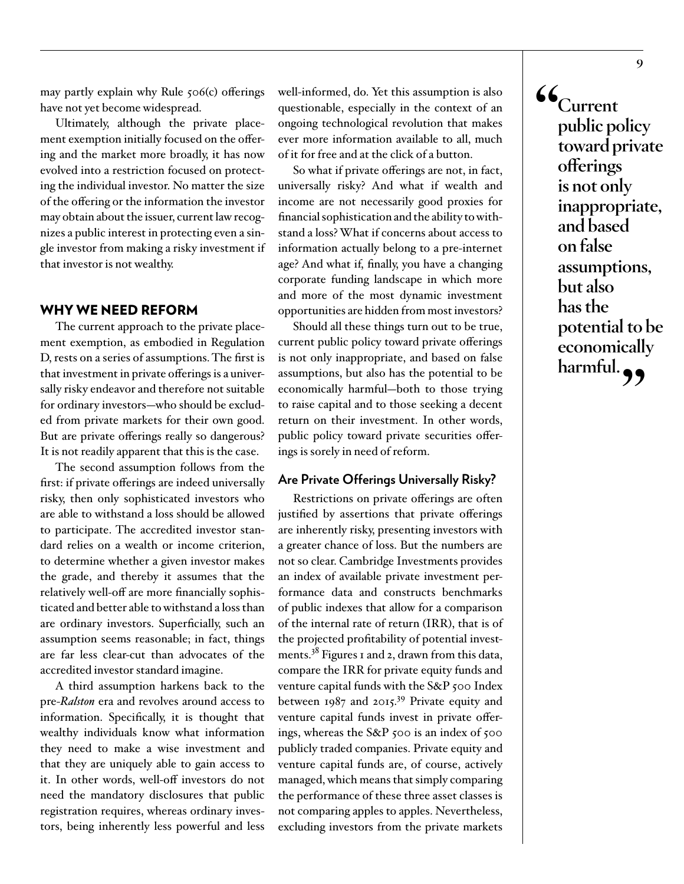may partly explain why Rule 506(c) offerings have not yet become widespread.

Ultimately, although the private placement exemption initially focused on the offering and the market more broadly, it has now evolved into a restriction focused on protecting the individual investor. No matter the size of the offering or the information the investor may obtain about the issuer, current law recognizes a public interest in protecting even a single investor from making a risky investment if that investor is not wealthy.

## WHY WE NEED REFORM

The current approach to the private placement exemption, as embodied in Regulation D, rests on a series of assumptions. The first is that investment in private offerings is a universally risky endeavor and therefore not suitable for ordinary investors—who should be excluded from private markets for their own good. But are private offerings really so dangerous? It is not readily apparent that this is the case.

The second assumption follows from the first: if private offerings are indeed universally risky, then only sophisticated investors who are able to withstand a loss should be allowed to participate. The accredited investor standard relies on a wealth or income criterion, to determine whether a given investor makes the grade, and thereby it assumes that the relatively well-off are more financially sophisticated and better able to withstand a loss than are ordinary investors. Superficially, such an assumption seems reasonable; in fact, things are far less clear-cut than advocates of the accredited investor standard imagine.

A third assumption harkens back to the pre-*Ralston* era and revolves around access to information. Specifically, it is thought that wealthy individuals know what information they need to make a wise investment and that they are uniquely able to gain access to it. In other words, well-off investors do not need the mandatory disclosures that public registration requires, whereas ordinary investors, being inherently less powerful and less well-informed, do. Yet this assumption is also questionable, especially in the context of an ongoing technological revolution that makes ever more information available to all, much of it for free and at the click of a button.

So what if private offerings are not, in fact, universally risky? And what if wealth and income are not necessarily good proxies for financial sophistication and the ability to withstand a loss? What if concerns about access to information actually belong to a pre-internet age? And what if, finally, you have a changing corporate funding landscape in which more and more of the most dynamic investment opportunities are hidden from most investors?

Should all these things turn out to be true, current public policy toward private offerings is not only inappropriate, and based on false assumptions, but also has the potential to be economically harmful—both to those trying to raise capital and to those seeking a decent return on their investment. In other words, public policy toward private securities offerings is sorely in need of reform.

### Are Private Offerings Universally Risky?

Restrictions on private offerings are often justified by assertions that private offerings are inherently risky, presenting investors with a greater chance of loss. But the numbers are not so clear. Cambridge Investments provides an index of available private investment performance data and constructs benchmarks of public indexes that allow for a comparison of the internal rate of return (IRR), that is of the projected profitability of potential investments.[38] Figures 1 and 2, drawn from this data, compare the IRR for private equity funds and venture capital funds with the S&P 500 Index between 1987 and 2015.[39] Private equity and venture capital funds invest in private offerings, whereas the S&P 500 is an index of 500 publicly traded companies. Private equity and venture capital funds are, of course, actively managed, which means that simply comparing the performance of these three asset classes is not comparing apples to apples. Nevertheless, excluding investors from the private markets

> "Current public policy toward private offerings is not only inappropriate, and based on false assumptions, but also has the potential to be economically harmful."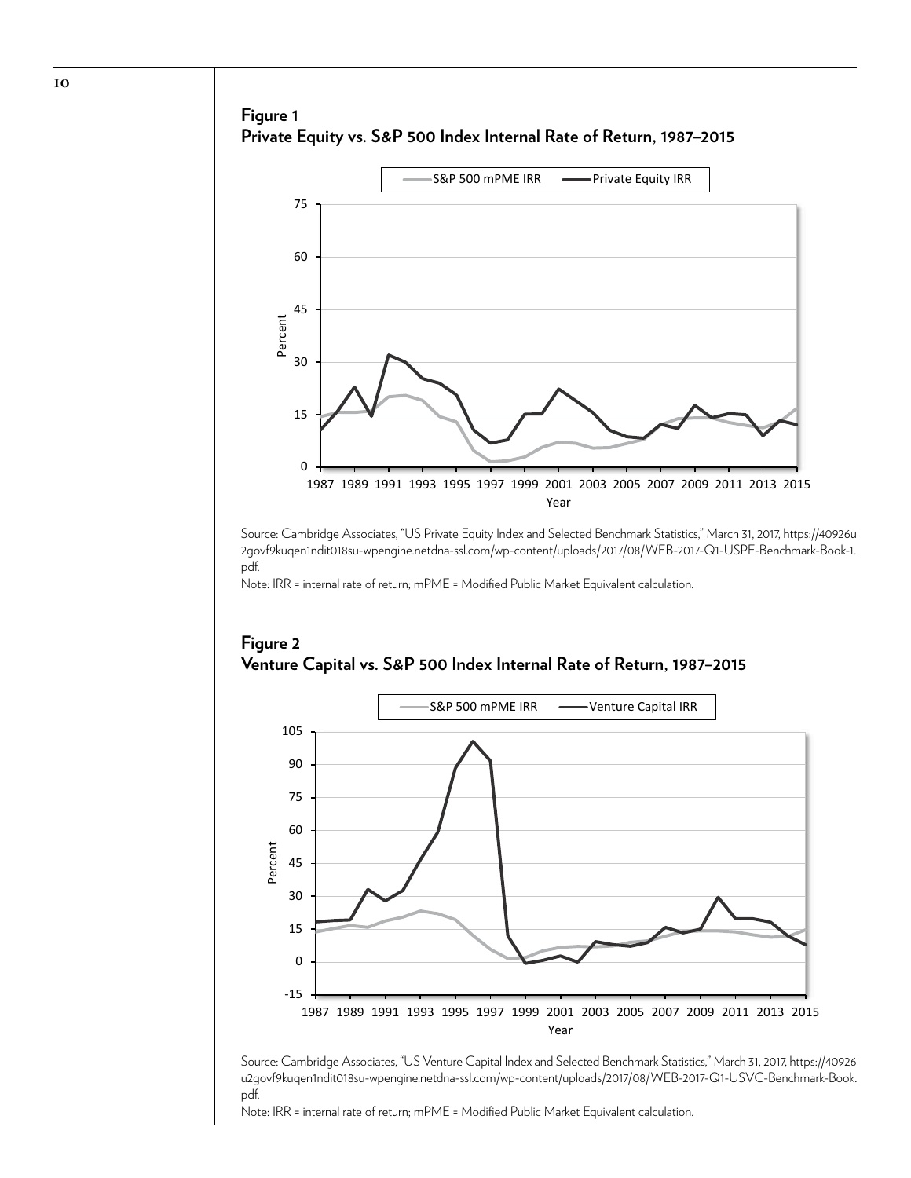## Figure 1
**Private Equity vs. S&P 500 Index Internal Rate of Return, 1987–2015**

Source: Cambridge Associates, "US Private Equity Index and Selected Benchmark Statistics," March 31, 2017, https://40926u2govf9kuqen1ndit018su-wpengine.netdna-ssl.com/wp-content/uploads/2017/08/WEB-2017-Q1-USPE-Benchmark-Book-1.pdf.

Note: IRR = internal rate of return; mPME = Modified Public Market Equivalent calculation.

## Figure 2
**Venture Capital vs. S&P 500 Index Internal Rate of Return, 1987–2015**

Source: Cambridge Associates, "US Venture Capital Index and Selected Benchmark Statistics," March 31, 2017, https://40926u2govf9kuqen1ndit018su-wpengine.netdna-ssl.com/wp-content/uploads/2017/08/WEB-2017-Q1-USVC-Benchmark-Book.pdf.

Note: IRR = internal rate of return; mPME = Modified Public Market Equivalent calculation.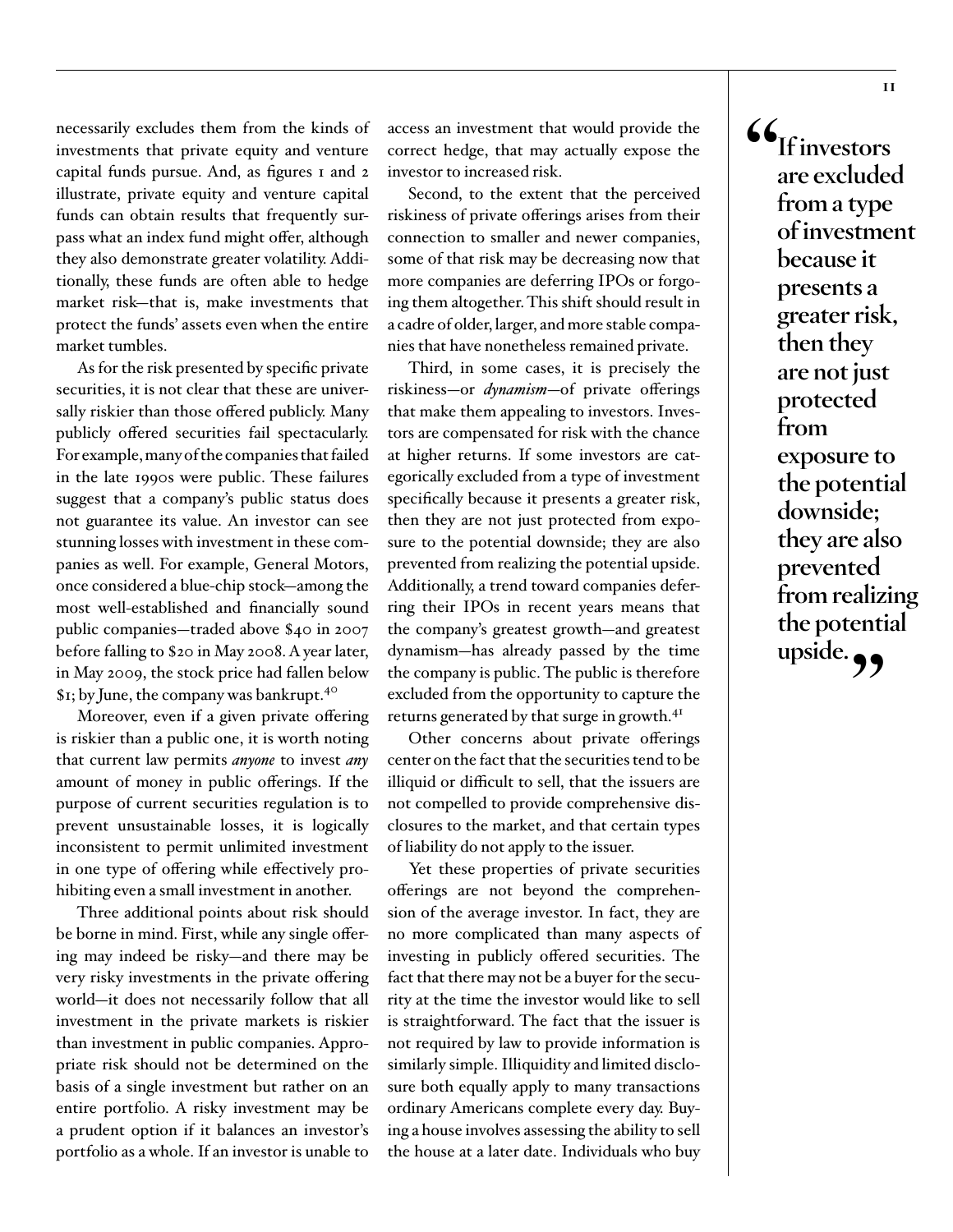necessarily excludes them from the kinds of investments that private equity and venture capital funds pursue. And, as figures 1 and 2 illustrate, private equity and venture capital funds can obtain results that frequently surpass what an index fund might offer, although they also demonstrate greater volatility. Additionally, these funds are often able to hedge market risk—that is, make investments that protect the funds' assets even when the entire market tumbles.

As for the risk presented by specific private securities, it is not clear that these are universally riskier than those offered publicly. Many publicly offered securities fail spectacularly. For example, many of the companies that failed in the late 1990s were public. These failures suggest that a company's public status does not guarantee its value. An investor can see stunning losses with investment in these companies as well. For example, General Motors, once considered a blue-chip stock—among the most well-established and financially sound public companies—traded above $40 in 2007 before falling to $20 in May 2008. A year later, in May 2009, the stock price had fallen below $1; by June, the company was bankrupt.[40]

Moreover, even if a given private offering is riskier than a public one, it is worth noting that current law permits *anyone* to invest *any* amount of money in public offerings. If the purpose of current securities regulation is to prevent unsustainable losses, it is logically inconsistent to permit unlimited investment in one type of offering while effectively prohibiting even a small investment in another.

Three additional points about risk should be borne in mind. First, while any single offering may indeed be risky—and there may be very risky investments in the private offering world—it does not necessarily follow that all investment in the private markets is riskier than investment in public companies. Appropriate risk should not be determined on the basis of a single investment but rather on an entire portfolio. A risky investment may be a prudent option if it balances an investor's portfolio as a whole. If an investor is unable to access an investment that would provide the correct hedge, that may actually expose the investor to increased risk.

Second, to the extent that the perceived riskiness of private offerings arises from their connection to smaller and newer companies, some of that risk may be decreasing now that more companies are deferring IPOs or forgoing them altogether. This shift should result in a cadre of older, larger, and more stable companies that have nonetheless remained private.

Third, in some cases, it is precisely the riskiness—or *dynamism*—of private offerings that make them appealing to investors. Investors are compensated for risk with the chance at higher returns. If some investors are categorically excluded from a type of investment specifically because it presents a greater risk, then they are not just protected from exposure to the potential downside; they are also prevented from realizing the potential upside. Additionally, a trend toward companies deferring their IPOs in recent years means that the company's greatest growth—and greatest dynamism—has already passed by the time the company is public. The public is therefore excluded from the opportunity to capture the returns generated by that surge in growth.[41]

Other concerns about private offerings center on the fact that the securities tend to be illiquid or difficult to sell, that the issuers are not compelled to provide comprehensive disclosures to the market, and that certain types of liability do not apply to the issuer.

Yet these properties of private securities offerings are not beyond the comprehension of the average investor. In fact, they are no more complicated than many aspects of investing in publicly offered securities. The fact that there may not be a buyer for the security at the time the investor would like to sell is straightforward. The fact that the issuer is not required by law to provide information is similarly simple. Illiquidity and limited disclosure both equally apply to many transactions ordinary Americans complete every day. Buying a house involves assessing the ability to sell the house at a later date. Individuals who buy

> **"If investors are excluded from a type of investment because it presents a greater risk, then they are not just protected from exposure to the potential downside; they are also prevented from realizing the potential upside."**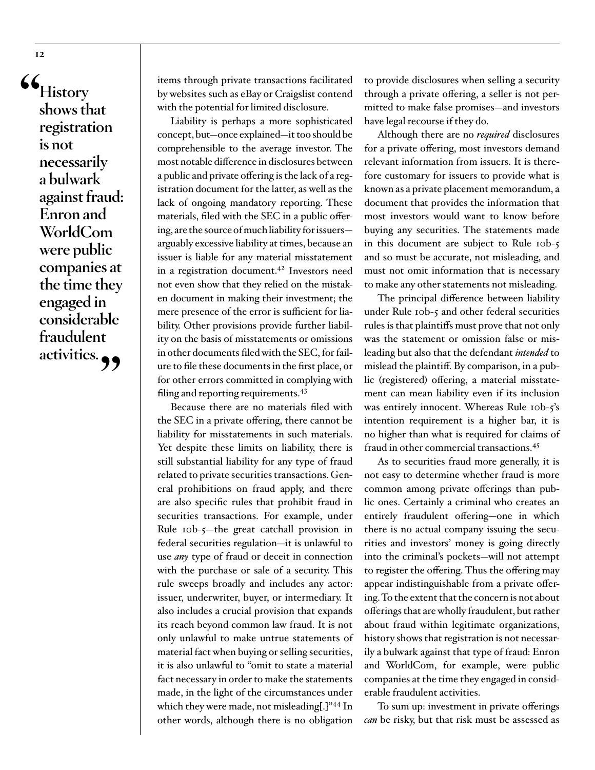> **"History shows that registration is not necessarily a bulwark against fraud: Enron and WorldCom were public companies at the time they engaged in considerable fraudulent activities."**

items through private transactions facilitated by websites such as eBay or Craigslist contend with the potential for limited disclosure.

Liability is perhaps a more sophisticated concept, but—once explained—it too should be comprehensible to the average investor. The most notable difference in disclosures between a public and private offering is the lack of a registration document for the latter, as well as the lack of ongoing mandatory reporting. These materials, filed with the SEC in a public offering, are the source of much liability for issuers—arguably excessive liability at times, because an issuer is liable for any material misstatement in a registration document.[42] Investors need not even show that they relied on the mistaken document in making their investment; the mere presence of the error is sufficient for liability. Other provisions provide further liability on the basis of misstatements or omissions in other documents filed with the SEC, for failure to file these documents in the first place, or for other errors committed in complying with filing and reporting requirements.[43]

Because there are no materials filed with the SEC in a private offering, there cannot be liability for misstatements in such materials. Yet despite these limits on liability, there is still substantial liability for any type of fraud related to private securities transactions. General prohibitions on fraud apply, and there are also specific rules that prohibit fraud in securities transactions. For example, under Rule 10b-5—the great catchall provision in federal securities regulation—it is unlawful to use *any* type of fraud or deceit in connection with the purchase or sale of a security. This rule sweeps broadly and includes any actor: issuer, underwriter, buyer, or intermediary. It also includes a crucial provision that expands its reach beyond common law fraud. It is not only unlawful to make untrue statements of material fact when buying or selling securities, it is also unlawful to "omit to state a material fact necessary in order to make the statements made, in the light of the circumstances under which they were made, not misleading[.]"[44] In other words, although there is no obligation to provide disclosures when selling a security through a private offering, a seller is not permitted to make false promises—and investors have legal recourse if they do.

Although there are no *required* disclosures for a private offering, most investors demand relevant information from issuers. It is therefore customary for issuers to provide what is known as a private placement memorandum, a document that provides the information that most investors would want to know before buying any securities. The statements made in this document are subject to Rule 10b-5 and so must be accurate, not misleading, and must not omit information that is necessary to make any other statements not misleading.

The principal difference between liability under Rule 10b-5 and other federal securities rules is that plaintiffs must prove that not only was the statement or omission false or misleading but also that the defendant *intended* to mislead the plaintiff. By comparison, in a public (registered) offering, a material misstatement can mean liability even if its inclusion was entirely innocent. Whereas Rule 10b-5's intention requirement is a higher bar, it is no higher than what is required for claims of fraud in other commercial transactions.[45]

As to securities fraud more generally, it is not easy to determine whether fraud is more common among private offerings than public ones. Certainly a criminal who creates an entirely fraudulent offering—one in which there is no actual company issuing the securities and investors' money is going directly into the criminal's pockets—will not attempt to register the offering. Thus the offering may appear indistinguishable from a private offering. To the extent that the concern is not about offerings that are wholly fraudulent, but rather about fraud within legitimate organizations, history shows that registration is not necessarily a bulwark against that type of fraud: Enron and WorldCom, for example, were public companies at the time they engaged in considerable fraudulent activities.

To sum up: investment in private offerings *can* be risky, but that risk must be assessed as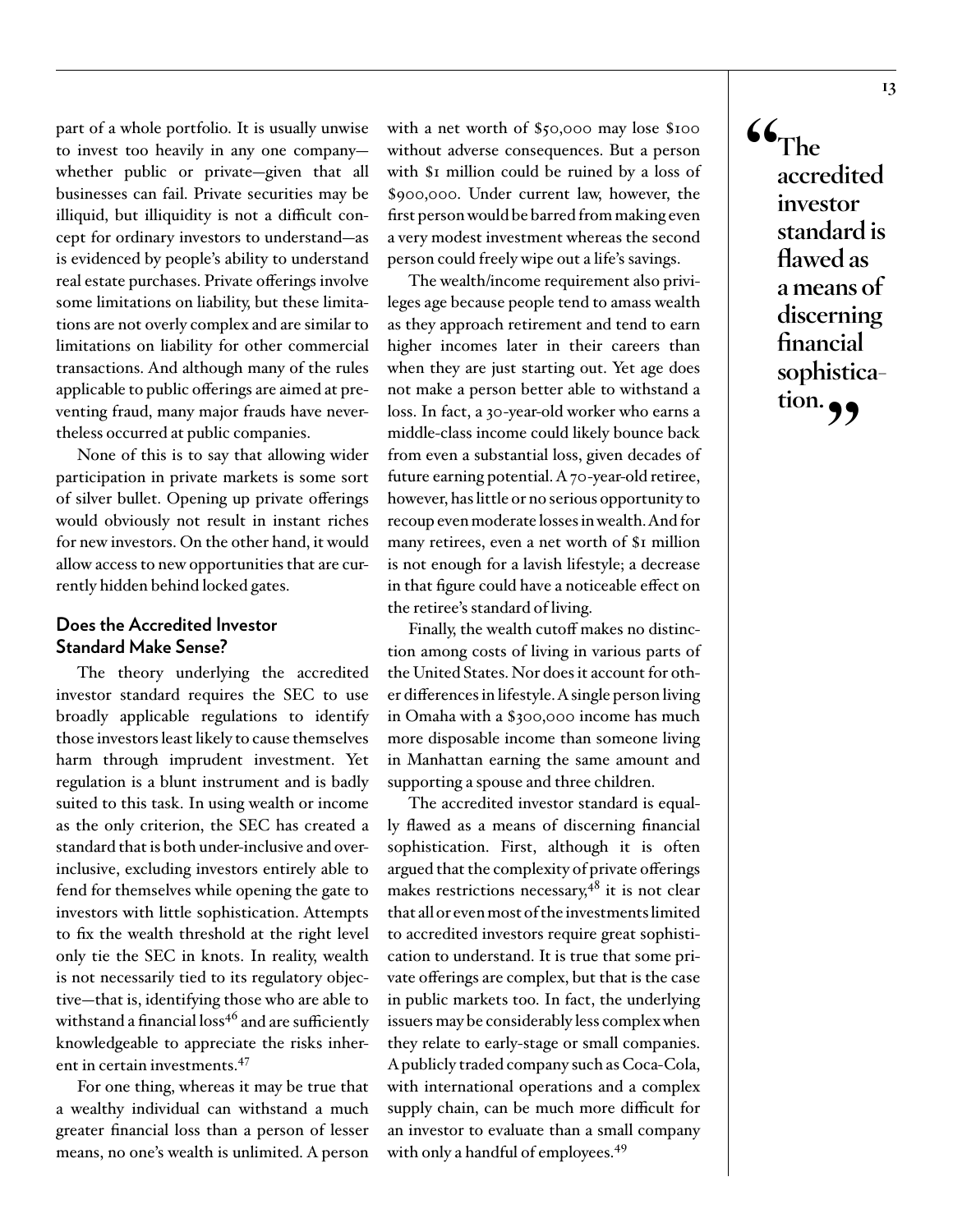part of a whole portfolio. It is usually unwise to invest too heavily in any one company—whether public or private—given that all businesses can fail. Private securities may be illiquid, but illiquidity is not a difficult concept for ordinary investors to understand—as is evidenced by people's ability to understand real estate purchases. Private offerings involve some limitations on liability, but these limitations are not overly complex and are similar to limitations on liability for other commercial transactions. And although many of the rules applicable to public offerings are aimed at preventing fraud, many major frauds have nevertheless occurred at public companies.

None of this is to say that allowing wider participation in private markets is some sort of silver bullet. Opening up private offerings would obviously not result in instant riches for new investors. On the other hand, it would allow access to new opportunities that are currently hidden behind locked gates.

### Does the Accredited Investor Standard Make Sense?

The theory underlying the accredited investor standard requires the SEC to use broadly applicable regulations to identify those investors least likely to cause themselves harm through imprudent investment. Yet regulation is a blunt instrument and is badly suited to this task. In using wealth or income as the only criterion, the SEC has created a standard that is both under-inclusive and over-inclusive, excluding investors entirely able to fend for themselves while opening the gate to investors with little sophistication. Attempts to fix the wealth threshold at the right level only tie the SEC in knots. In reality, wealth is not necessarily tied to its regulatory objective—that is, identifying those who are able to withstand a financial loss[46] and are sufficiently knowledgeable to appreciate the risks inherent in certain investments.[47]

For one thing, whereas it may be true that a wealthy individual can withstand a much greater financial loss than a person of lesser means, no one's wealth is unlimited. A person with a net worth of $50,000 may lose $100 without adverse consequences. But a person with $1 million could be ruined by a loss of $900,000. Under current law, however, the first person would be barred from making even a very modest investment whereas the second person could freely wipe out a life's savings.

The wealth/income requirement also privileges age because people tend to amass wealth as they approach retirement and tend to earn higher incomes later in their careers than when they are just starting out. Yet age does not make a person better able to withstand a loss. In fact, a 30-year-old worker who earns a middle-class income could likely bounce back from even a substantial loss, given decades of future earning potential. A 70-year-old retiree, however, has little or no serious opportunity to recoup even moderate losses in wealth. And for many retirees, even a net worth of $1 million is not enough for a lavish lifestyle; a decrease in that figure could have a noticeable effect on the retiree's standard of living.

Finally, the wealth cutoff makes no distinction among costs of living in various parts of the United States. Nor does it account for other differences in lifestyle. A single person living in Omaha with a $300,000 income has much more disposable income than someone living in Manhattan earning the same amount and supporting a spouse and three children.

The accredited investor standard is equally flawed as a means of discerning financial sophistication. First, although it is often argued that the complexity of private offerings makes restrictions necessary,[48] it is not clear that all or even most of the investments limited to accredited investors require great sophistication to understand. It is true that some private offerings are complex, but that is the case in public markets too. In fact, the underlying issuers may be considerably less complex when they relate to early-stage or small companies. A publicly traded company such as Coca-Cola, with international operations and a complex supply chain, can be much more difficult for an investor to evaluate than a small company with only a handful of employees.[49]

> **"The accredited investor standard is flawed as a means of discerning financial sophistication."**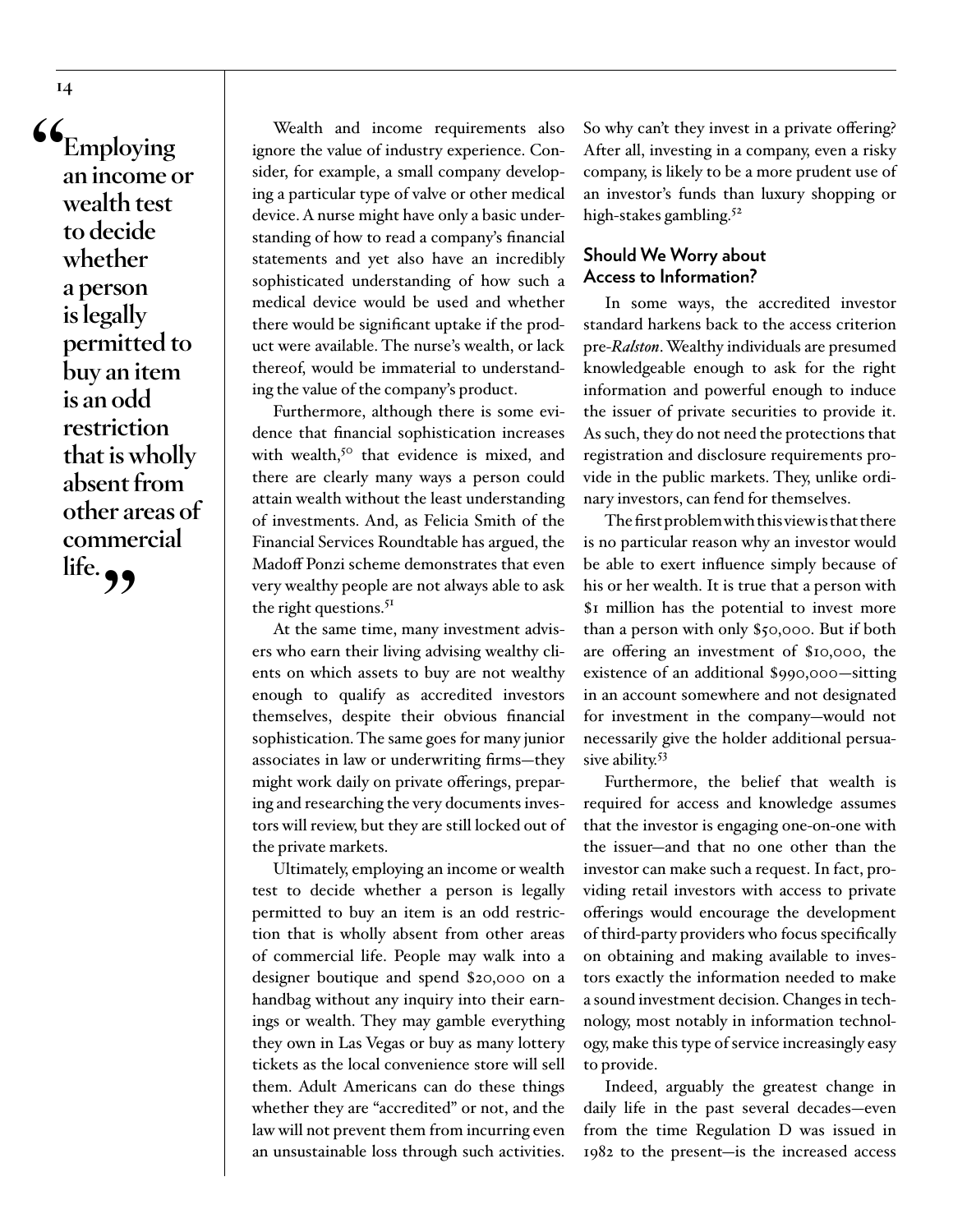> "Employing an income or wealth test to decide whether a person is legally permitted to buy an item is an odd restriction that is wholly absent from other areas of commercial life."

Wealth and income requirements also ignore the value of industry experience. Consider, for example, a small company developing a particular type of valve or other medical device. A nurse might have only a basic understanding of how to read a company's financial statements and yet also have an incredibly sophisticated understanding of how such a medical device would be used and whether there would be significant uptake if the product were available. The nurse's wealth, or lack thereof, would be immaterial to understanding the value of the company's product.

Furthermore, although there is some evidence that financial sophistication increases with wealth,[50] that evidence is mixed, and there are clearly many ways a person could attain wealth without the least understanding of investments. And, as Felicia Smith of the Financial Services Roundtable has argued, the Madoff Ponzi scheme demonstrates that even very wealthy people are not always able to ask the right questions.[51]

At the same time, many investment advisers who earn their living advising wealthy clients on which assets to buy are not wealthy enough to qualify as accredited investors themselves, despite their obvious financial sophistication. The same goes for many junior associates in law or underwriting firms—they might work daily on private offerings, preparing and researching the very documents investors will review, but they are still locked out of the private markets.

Ultimately, employing an income or wealth test to decide whether a person is legally permitted to buy an item is an odd restriction that is wholly absent from other areas of commercial life. People may walk into a designer boutique and spend $20,000 on a handbag without any inquiry into their earnings or wealth. They may gamble everything they own in Las Vegas or buy as many lottery tickets as the local convenience store will sell them. Adult Americans can do these things whether they are "accredited" or not, and the law will not prevent them from incurring even an unsustainable loss through such activities. So why can't they invest in a private offering? After all, investing in a company, even a risky company, is likely to be a more prudent use of an investor's funds than luxury shopping or high-stakes gambling.[52]

## Should We Worry about Access to Information?

In some ways, the accredited investor standard harkens back to the access criterion pre-*Ralston*. Wealthy individuals are presumed knowledgeable enough to ask for the right information and powerful enough to induce the issuer of private securities to provide it. As such, they do not need the protections that registration and disclosure requirements provide in the public markets. They, unlike ordinary investors, can fend for themselves.

The first problem with this view is that there is no particular reason why an investor would be able to exert influence simply because of his or her wealth. It is true that a person with $1 million has the potential to invest more than a person with only $50,000. But if both are offering an investment of $10,000, the existence of an additional $990,000—sitting in an account somewhere and not designated for investment in the company—would not necessarily give the holder additional persuasive ability.[53]

Furthermore, the belief that wealth is required for access and knowledge assumes that the investor is engaging one-on-one with the issuer—and that no one other than the investor can make such a request. In fact, providing retail investors with access to private offerings would encourage the development of third-party providers who focus specifically on obtaining and making available to investors exactly the information needed to make a sound investment decision. Changes in technology, most notably in information technology, make this type of service increasingly easy to provide.

Indeed, arguably the greatest change in daily life in the past several decades—even from the time Regulation D was issued in 1982 to the present—is the increased access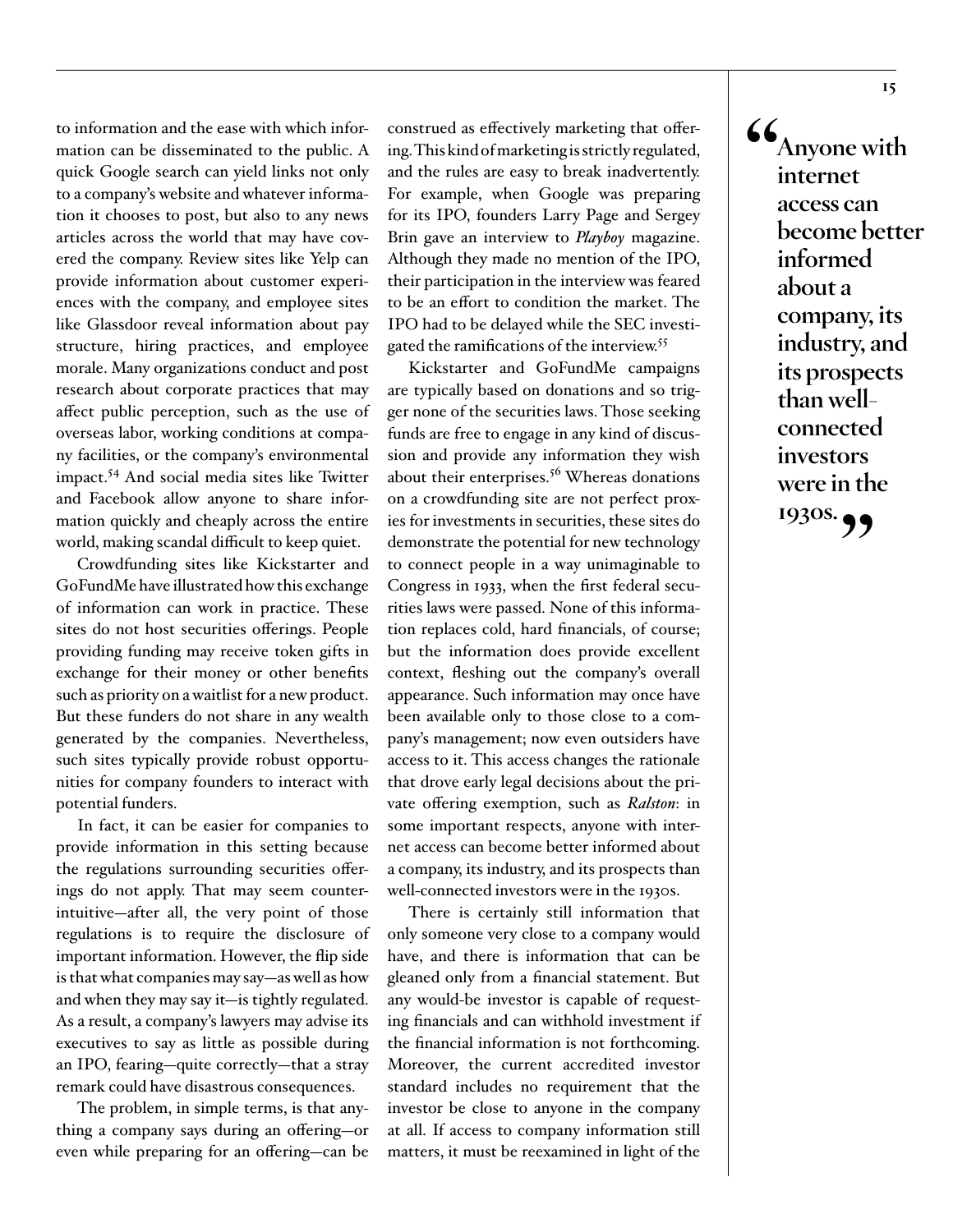to information and the ease with which information can be disseminated to the public. A quick Google search can yield links not only to a company's website and whatever information it chooses to post, but also to any news articles across the world that may have covered the company. Review sites like Yelp can provide information about customer experiences with the company, and employee sites like Glassdoor reveal information about pay structure, hiring practices, and employee morale. Many organizations conduct and post research about corporate practices that may affect public perception, such as the use of overseas labor, working conditions at company facilities, or the company's environmental impact.[54] And social media sites like Twitter and Facebook allow anyone to share information quickly and cheaply across the entire world, making scandal difficult to keep quiet.

Crowdfunding sites like Kickstarter and GoFundMe have illustrated how this exchange of information can work in practice. These sites do not host securities offerings. People providing funding may receive token gifts in exchange for their money or other benefits such as priority on a waitlist for a new product. But these funders do not share in any wealth generated by the companies. Nevertheless, such sites typically provide robust opportunities for company founders to interact with potential funders.

In fact, it can be easier for companies to provide information in this setting because the regulations surrounding securities offerings do not apply. That may seem counterintuitive—after all, the very point of those regulations is to require the disclosure of important information. However, the flip side is that what companies may say—as well as how and when they may say it—is tightly regulated. As a result, a company's lawyers may advise its executives to say as little as possible during an IPO, fearing—quite correctly—that a stray remark could have disastrous consequences.

The problem, in simple terms, is that anything a company says during an offering—or even while preparing for an offering—can be construed as effectively marketing that offering. This kind of marketing is strictly regulated, and the rules are easy to break inadvertently. For example, when Google was preparing for its IPO, founders Larry Page and Sergey Brin gave an interview to *Playboy* magazine. Although they made no mention of the IPO, their participation in the interview was feared to be an effort to condition the market. The IPO had to be delayed while the SEC investigated the ramifications of the interview.[55]

Kickstarter and GoFundMe campaigns are typically based on donations and so trigger none of the securities laws. Those seeking funds are free to engage in any kind of discussion and provide any information they wish about their enterprises.[56] Whereas donations on a crowdfunding site are not perfect proxies for investments in securities, these sites do demonstrate the potential for new technology to connect people in a way unimaginable to Congress in 1933, when the first federal securities laws were passed. None of this information replaces cold, hard financials, of course; but the information does provide excellent context, fleshing out the company's overall appearance. Such information may once have been available only to those close to a company's management; now even outsiders have access to it. This access changes the rationale that drove early legal decisions about the private offering exemption, such as *Ralston*: in some important respects, anyone with internet access can become better informed about a company, its industry, and its prospects than well-connected investors were in the 1930s.

There is certainly still information that only someone very close to a company would have, and there is information that can be gleaned only from a financial statement. But any would-be investor is capable of requesting financials and can withhold investment if the financial information is not forthcoming. Moreover, the current accredited investor standard includes no requirement that the investor be close to anyone in the company at all. If access to company information still matters, it must be reexamined in light of the

> **"Anyone with internet access can become better informed about a company, its industry, and its prospects than well-connected investors were in the 1930s."**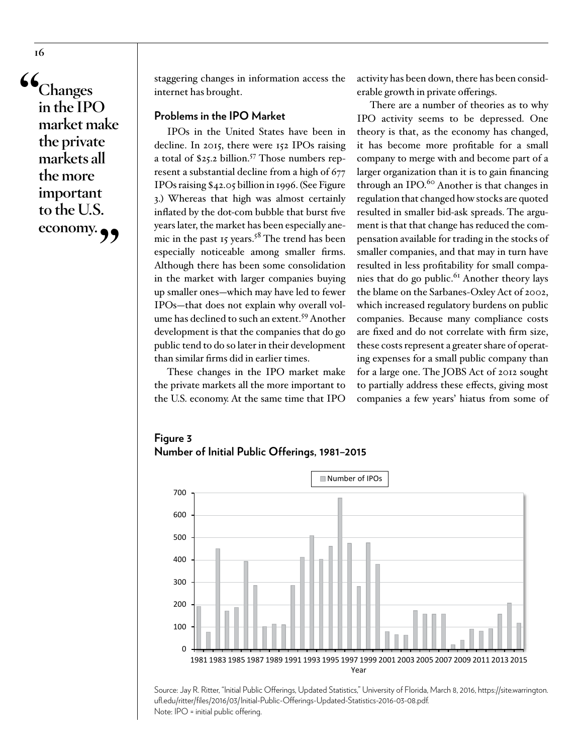> "Changes in the IPO market make the private markets all the more important to the U.S. economy."

staggering changes in information access the internet has brought.

### Problems in the IPO Market

IPOs in the United States have been in decline. In 2015, there were 152 IPOs raising a total of $25.2 billion.[57] Those numbers represent a substantial decline from a high of 677 IPOs raising $42.05 billion in 1996. (See Figure 3.) Whereas that high was almost certainly inflated by the dot-com bubble that burst five years later, the market has been especially anemic in the past 15 years.[58] The trend has been especially noticeable among smaller firms. Although there has been some consolidation in the market with larger companies buying up smaller ones—which may have led to fewer IPOs—that does not explain why overall volume has declined to such an extent.[59] Another development is that the companies that do go public tend to do so later in their development than similar firms did in earlier times.

These changes in the IPO market make the private markets all the more important to the U.S. economy. At the same time that IPO activity has been down, there has been considerable growth in private offerings.

There are a number of theories as to why IPO activity seems to be depressed. One theory is that, as the economy has changed, it has become more profitable for a small company to merge with and become part of a larger organization than it is to gain financing through an IPO.[60] Another is that changes in regulation that changed how stocks are quoted resulted in smaller bid-ask spreads. The argument is that that change has reduced the compensation available for trading in the stocks of smaller companies, and that may in turn have resulted in less profitability for small companies that do go public.[61] Another theory lays the blame on the Sarbanes-Oxley Act of 2002, which increased regulatory burdens on public companies. Because many compliance costs are fixed and do not correlate with firm size, these costs represent a greater share of operating expenses for a small public company than for a large one. The JOBS Act of 2012 sought to partially address these effects, giving most companies a few years' hiatus from some of

**Figure 3**
**Number of Initial Public Offerings, 1981–2015**

Source: Jay R. Ritter, "Initial Public Offerings, Updated Statistics," University of Florida, March 8, 2016, https://site.warrington.ufl.edu/ritter/files/2016/03/Initial-Public-Offerings-Updated-Statistics-2016-03-08.pdf.
Note: IPO = initial public offering.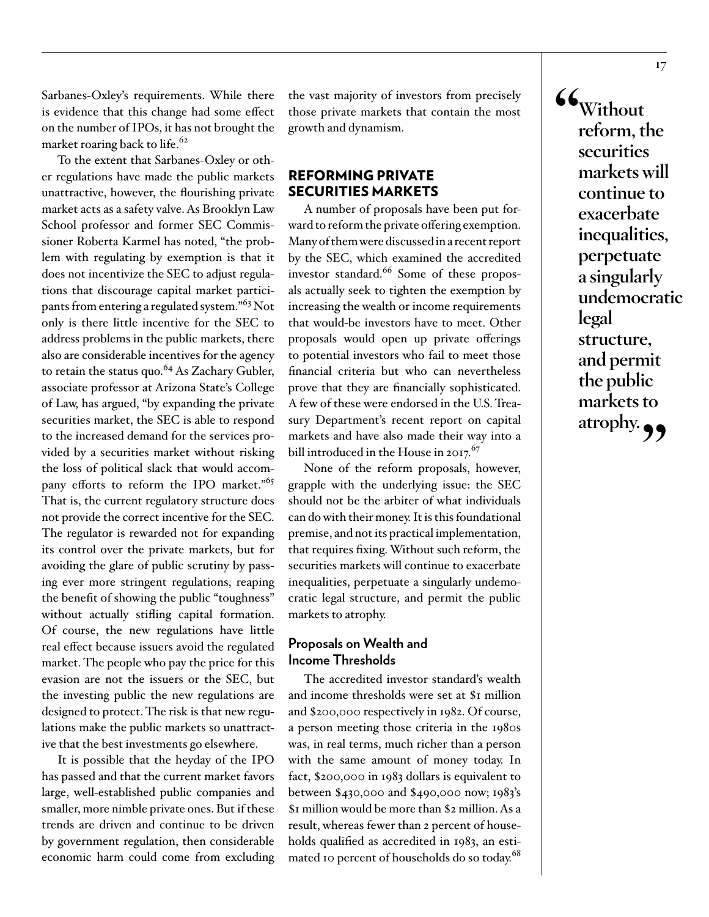Sarbanes-Oxley's requirements. While there is evidence that this change had some effect on the number of IPOs, it has not brought the market roaring back to life.[62]

To the extent that Sarbanes-Oxley or other regulations have made the public markets unattractive, however, the flourishing private market acts as a safety valve. As Brooklyn Law School professor and former SEC Commissioner Roberta Karmel has noted, "the problem with regulating by exemption is that it does not incentivize the SEC to adjust regulations that discourage capital market participants from entering a regulated system."[63] Not only is there little incentive for the SEC to address problems in the public markets, there also are considerable incentives for the agency to retain the status quo.[64] As Zachary Gubler, associate professor at Arizona State's College of Law, has argued, "by expanding the private securities market, the SEC is able to respond to the increased demand for the services provided by a securities market without risking the loss of political slack that would accompany efforts to reform the IPO market."[65] That is, the current regulatory structure does not provide the correct incentive for the SEC. The regulator is rewarded not for expanding its control over the private markets, but for avoiding the glare of public scrutiny by passing ever more stringent regulations, reaping the benefit of showing the public "toughness" without actually stifling capital formation. Of course, the new regulations have little real effect because issuers avoid the regulated market. The people who pay the price for this evasion are not the issuers or the SEC, but the investing public the new regulations are designed to protect. The risk is that new regulations make the public markets so unattractive that the best investments go elsewhere.

It is possible that the heyday of the IPO has passed and that the current market favors large, well-established public companies and smaller, more nimble private ones. But if these trends are driven and continue to be driven by government regulation, then considerable economic harm could come from excluding the vast majority of investors from precisely those private markets that contain the most growth and dynamism.

## REFORMING PRIVATE SECURITIES MARKETS

A number of proposals have been put forward to reform the private offering exemption. Many of them were discussed in a recent report by the SEC, which examined the accredited investor standard.[66] Some of these proposals actually seek to tighten the exemption by increasing the wealth or income requirements that would-be investors have to meet. Other proposals would open up private offerings to potential investors who fail to meet those financial criteria but who can nevertheless prove that they are financially sophisticated. A few of these were endorsed in the U.S. Treasury Department's recent report on capital markets and have also made their way into a bill introduced in the House in 2017.[67]

None of the reform proposals, however, grapple with the underlying issue: the SEC should not be the arbiter of what individuals can do with their money. It is this foundational premise, and not its practical implementation, that requires fixing. Without such reform, the securities markets will continue to exacerbate inequalities, perpetuate a singularly undemocratic legal structure, and permit the public markets to atrophy.

### Proposals on Wealth and Income Thresholds

The accredited investor standard's wealth and income thresholds were set at $1 million and $200,000 respectively in 1982. Of course, a person meeting those criteria in the 1980s was, in real terms, much richer than a person with the same amount of money today. In fact, $200,000 in 1983 dollars is equivalent to between $430,000 and $490,000 now; 1983's $1 million would be more than $2 million. As a result, whereas fewer than 2 percent of households qualified as accredited in 1983, an estimated 10 percent of households do so today.[68]

> **"Without reform, the securities markets will continue to exacerbate inequalities, perpetuate a singularly undemocratic legal structure, and permit the public markets to atrophy."**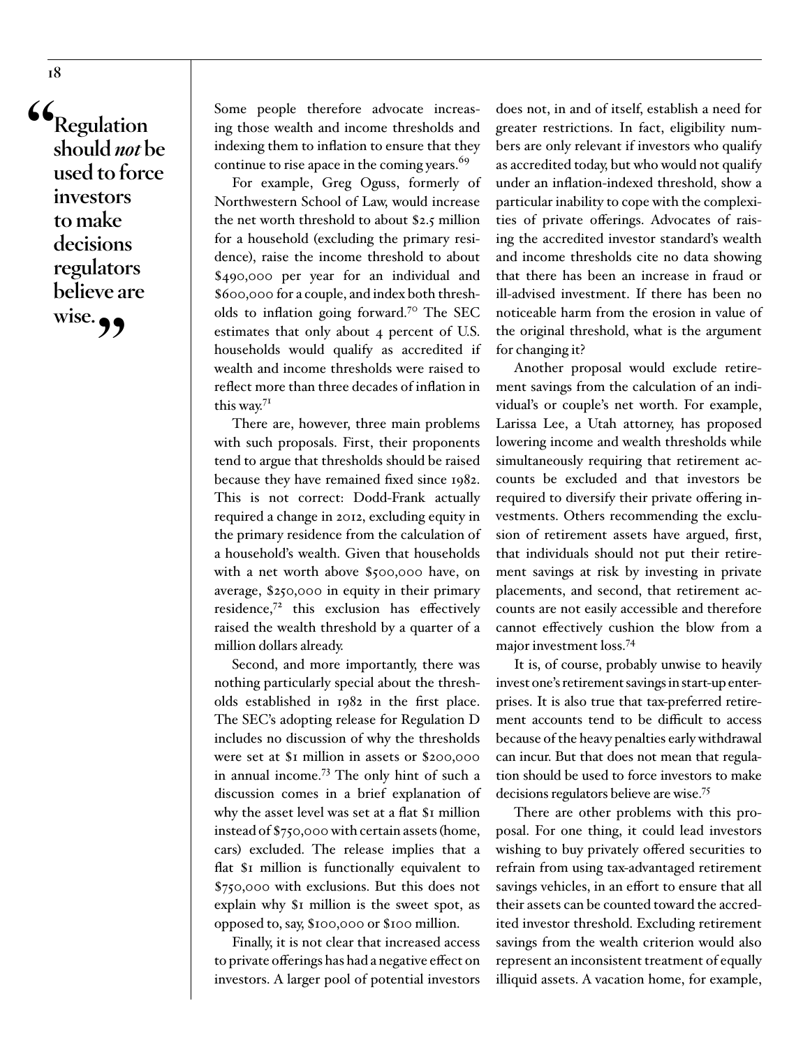> **"Regulation should *not* be used to force investors to make decisions regulators believe are wise."**

Some people therefore advocate increasing those wealth and income thresholds and indexing them to inflation to ensure that they continue to rise apace in the coming years.[69]

For example, Greg Oguss, formerly of Northwestern School of Law, would increase the net worth threshold to about $2.5 million for a household (excluding the primary residence), raise the income threshold to about $490,000 per year for an individual and $600,000 for a couple, and index both thresholds to inflation going forward.[70] The SEC estimates that only about 4 percent of U.S. households would qualify as accredited if wealth and income thresholds were raised to reflect more than three decades of inflation in this way.[71]

There are, however, three main problems with such proposals. First, their proponents tend to argue that thresholds should be raised because they have remained fixed since 1982. This is not correct: Dodd-Frank actually required a change in 2012, excluding equity in the primary residence from the calculation of a household's wealth. Given that households with a net worth above $500,000 have, on average, $250,000 in equity in their primary residence,[72] this exclusion has effectively raised the wealth threshold by a quarter of a million dollars already.

Second, and more importantly, there was nothing particularly special about the thresholds established in 1982 in the first place. The SEC's adopting release for Regulation D includes no discussion of why the thresholds were set at $1 million in assets or $200,000 in annual income.[73] The only hint of such a discussion comes in a brief explanation of why the asset level was set at a flat $1 million instead of $750,000 with certain assets (home, cars) excluded. The release implies that a flat $1 million is functionally equivalent to $750,000 with exclusions. But this does not explain why $1 million is the sweet spot, as opposed to, say, $100,000 or $100 million.

Finally, it is not clear that increased access to private offerings has had a negative effect on investors. A larger pool of potential investors does not, in and of itself, establish a need for greater restrictions. In fact, eligibility numbers are only relevant if investors who qualify as accredited today, but who would not qualify under an inflation-indexed threshold, show a particular inability to cope with the complexities of private offerings. Advocates of raising the accredited investor standard's wealth and income thresholds cite no data showing that there has been an increase in fraud or ill-advised investment. If there has been no noticeable harm from the erosion in value of the original threshold, what is the argument for changing it?

Another proposal would exclude retirement savings from the calculation of an individual's or couple's net worth. For example, Larissa Lee, a Utah attorney, has proposed lowering income and wealth thresholds while simultaneously requiring that retirement accounts be excluded and that investors be required to diversify their private offering investments. Others recommending the exclusion of retirement assets have argued, first, that individuals should not put their retirement savings at risk by investing in private placements, and second, that retirement accounts are not easily accessible and therefore cannot effectively cushion the blow from a major investment loss.[74]

It is, of course, probably unwise to heavily invest one's retirement savings in start-up enterprises. It is also true that tax-preferred retirement accounts tend to be difficult to access because of the heavy penalties early withdrawal can incur. But that does not mean that regulation should be used to force investors to make decisions regulators believe are wise.[75]

There are other problems with this proposal. For one thing, it could lead investors wishing to buy privately offered securities to refrain from using tax-advantaged retirement savings vehicles, in an effort to ensure that all their assets can be counted toward the accredited investor threshold. Excluding retirement savings from the wealth criterion would also represent an inconsistent treatment of equally illiquid assets. A vacation home, for example,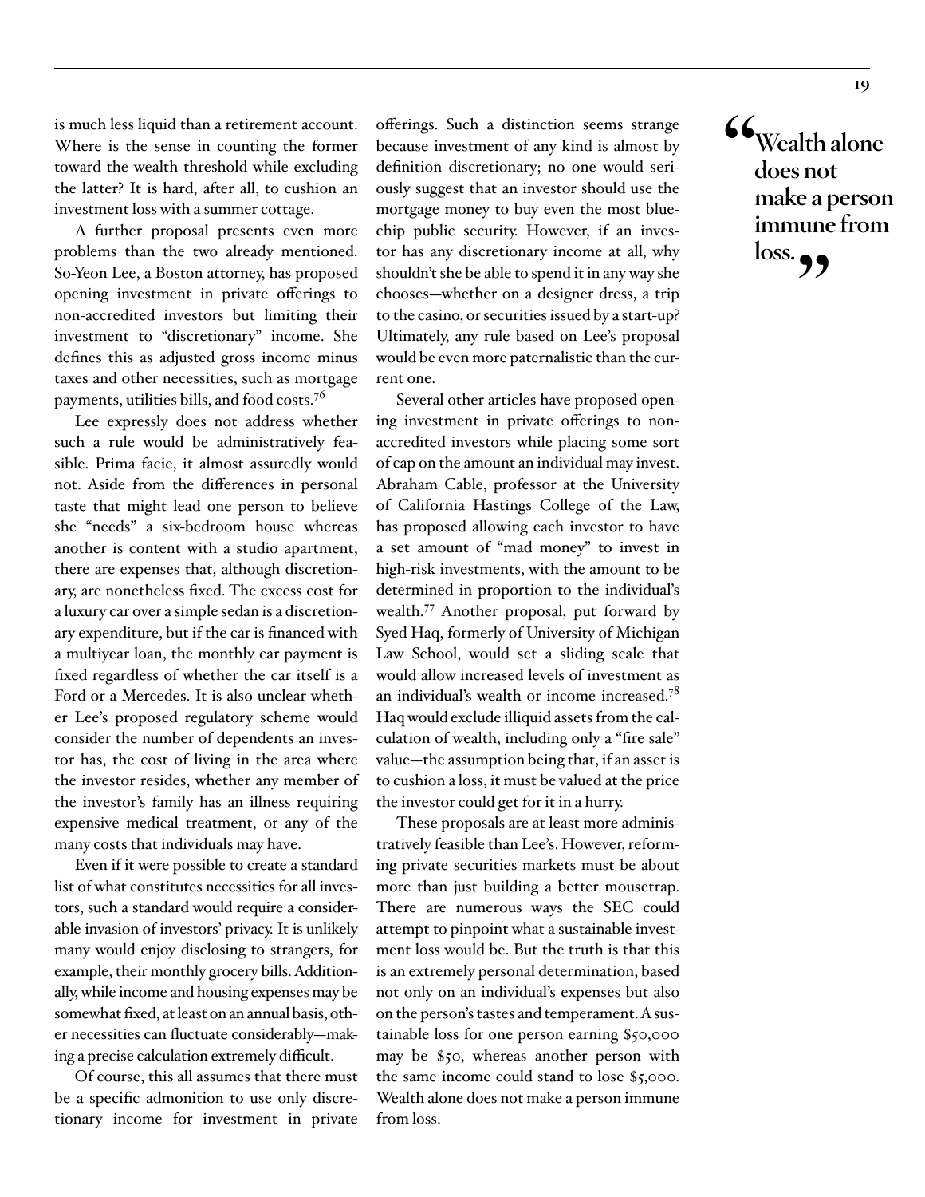is much less liquid than a retirement account. Where is the sense in counting the former toward the wealth threshold while excluding the latter? It is hard, after all, to cushion an investment loss with a summer cottage.

A further proposal presents even more problems than the two already mentioned. So-Yeon Lee, a Boston attorney, has proposed opening investment in private offerings to non-accredited investors but limiting their investment to "discretionary" income. She defines this as adjusted gross income minus taxes and other necessities, such as mortgage payments, utilities bills, and food costs.[76]

Lee expressly does not address whether such a rule would be administratively feasible. Prima facie, it almost assuredly would not. Aside from the differences in personal taste that might lead one person to believe she "needs" a six-bedroom house whereas another is content with a studio apartment, there are expenses that, although discretionary, are nonetheless fixed. The excess cost for a luxury car over a simple sedan is a discretionary expenditure, but if the car is financed with a multiyear loan, the monthly car payment is fixed regardless of whether the car itself is a Ford or a Mercedes. It is also unclear whether Lee's proposed regulatory scheme would consider the number of dependents an investor has, the cost of living in the area where the investor resides, whether any member of the investor's family has an illness requiring expensive medical treatment, or any of the many costs that individuals may have.

Even if it were possible to create a standard list of what constitutes necessities for all investors, such a standard would require a considerable invasion of investors' privacy. It is unlikely many would enjoy disclosing to strangers, for example, their monthly grocery bills. Additionally, while income and housing expenses may be somewhat fixed, at least on an annual basis, other necessities can fluctuate considerably—making a precise calculation extremely difficult.

Of course, this all assumes that there must be a specific admonition to use only discretionary income for investment in private offerings. Such a distinction seems strange because investment of any kind is almost by definition discretionary; no one would seriously suggest that an investor should use the mortgage money to buy even the most blue-chip public security. However, if an investor has any discretionary income at all, why shouldn't she be able to spend it in any way she chooses—whether on a designer dress, a trip to the casino, or securities issued by a start-up? Ultimately, any rule based on Lee's proposal would be even more paternalistic than the current one.

Several other articles have proposed opening investment in private offerings to non-accredited investors while placing some sort of cap on the amount an individual may invest. Abraham Cable, professor at the University of California Hastings College of the Law, has proposed allowing each investor to have a set amount of "mad money" to invest in high-risk investments, with the amount to be determined in proportion to the individual's wealth.[77] Another proposal, put forward by Syed Haq, formerly of University of Michigan Law School, would set a sliding scale that would allow increased levels of investment as an individual's wealth or income increased.[78] Haq would exclude illiquid assets from the calculation of wealth, including only a "fire sale" value—the assumption being that, if an asset is to cushion a loss, it must be valued at the price the investor could get for it in a hurry.

These proposals are at least more administratively feasible than Lee's. However, reforming private securities markets must be about more than just building a better mousetrap. There are numerous ways the SEC could attempt to pinpoint what a sustainable investment loss would be. But the truth is that this is an extremely personal determination, based not only on an individual's expenses but also on the person's tastes and temperament. A sustainable loss for one person earning $50,000 may be $50, whereas another person with the same income could stand to lose $5,000. Wealth alone does not make a person immune from loss.

> **"Wealth alone does not make a person immune from loss."**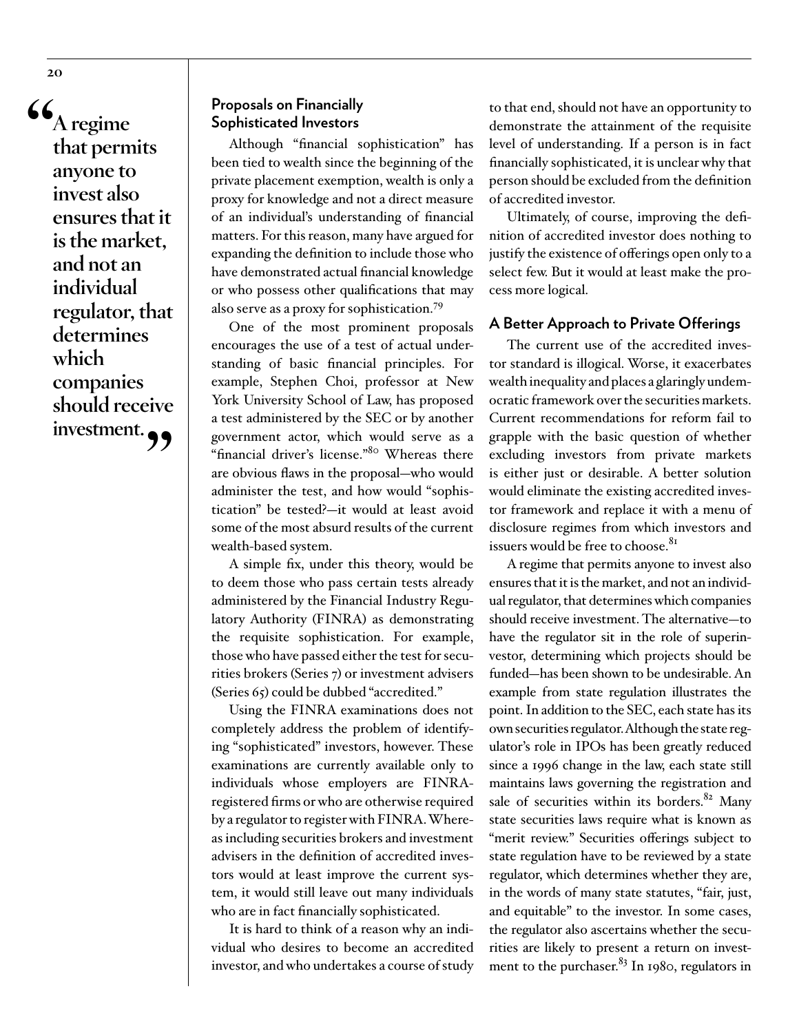> "A regime that permits anyone to invest also ensures that it is the market, and not an individual regulator, that determines which companies should receive investment."

### Proposals on Financially Sophisticated Investors

Although "financial sophistication" has been tied to wealth since the beginning of the private placement exemption, wealth is only a proxy for knowledge and not a direct measure of an individual's understanding of financial matters. For this reason, many have argued for expanding the definition to include those who have demonstrated actual financial knowledge or who possess other qualifications that may also serve as a proxy for sophistication.[79]

One of the most prominent proposals encourages the use of a test of actual understanding of basic financial principles. For example, Stephen Choi, professor at New York University School of Law, has proposed a test administered by the SEC or by another government actor, which would serve as a "financial driver's license."[80] Whereas there are obvious flaws in the proposal—who would administer the test, and how would "sophistication" be tested?—it would at least avoid some of the most absurd results of the current wealth-based system.

A simple fix, under this theory, would be to deem those who pass certain tests already administered by the Financial Industry Regulatory Authority (FINRA) as demonstrating the requisite sophistication. For example, those who have passed either the test for securities brokers (Series 7) or investment advisers (Series 65) could be dubbed "accredited."

Using the FINRA examinations does not completely address the problem of identifying "sophisticated" investors, however. These examinations are currently available only to individuals whose employers are FINRA-registered firms or who are otherwise required by a regulator to register with FINRA. Whereas including securities brokers and investment advisers in the definition of accredited investors would at least improve the current system, it would still leave out many individuals who are in fact financially sophisticated.

It is hard to think of a reason why an individual who desires to become an accredited investor, and who undertakes a course of study to that end, should not have an opportunity to demonstrate the attainment of the requisite level of understanding. If a person is in fact financially sophisticated, it is unclear why that person should be excluded from the definition of accredited investor.

Ultimately, of course, improving the definition of accredited investor does nothing to justify the existence of offerings open only to a select few. But it would at least make the process more logical.

### A Better Approach to Private Offerings

The current use of the accredited investor standard is illogical. Worse, it exacerbates wealth inequality and places a glaringly undemocratic framework over the securities markets. Current recommendations for reform fail to grapple with the basic question of whether excluding investors from private markets is either just or desirable. A better solution would eliminate the existing accredited investor framework and replace it with a menu of disclosure regimes from which investors and issuers would be free to choose.[81]

A regime that permits anyone to invest also ensures that it is the market, and not an individual regulator, that determines which companies should receive investment. The alternative—to have the regulator sit in the role of superinvestor, determining which projects should be funded—has been shown to be undesirable. An example from state regulation illustrates the point. In addition to the SEC, each state has its own securities regulator. Although the state regulator's role in IPOs has been greatly reduced since a 1996 change in the law, each state still maintains laws governing the registration and sale of securities within its borders.[82] Many state securities laws require what is known as "merit review." Securities offerings subject to state regulation have to be reviewed by a state regulator, which determines whether they are, in the words of many state statutes, "fair, just, and equitable" to the investor. In some cases, the regulator also ascertains whether the securities are likely to present a return on investment to the purchaser.[83] In 1980, regulators in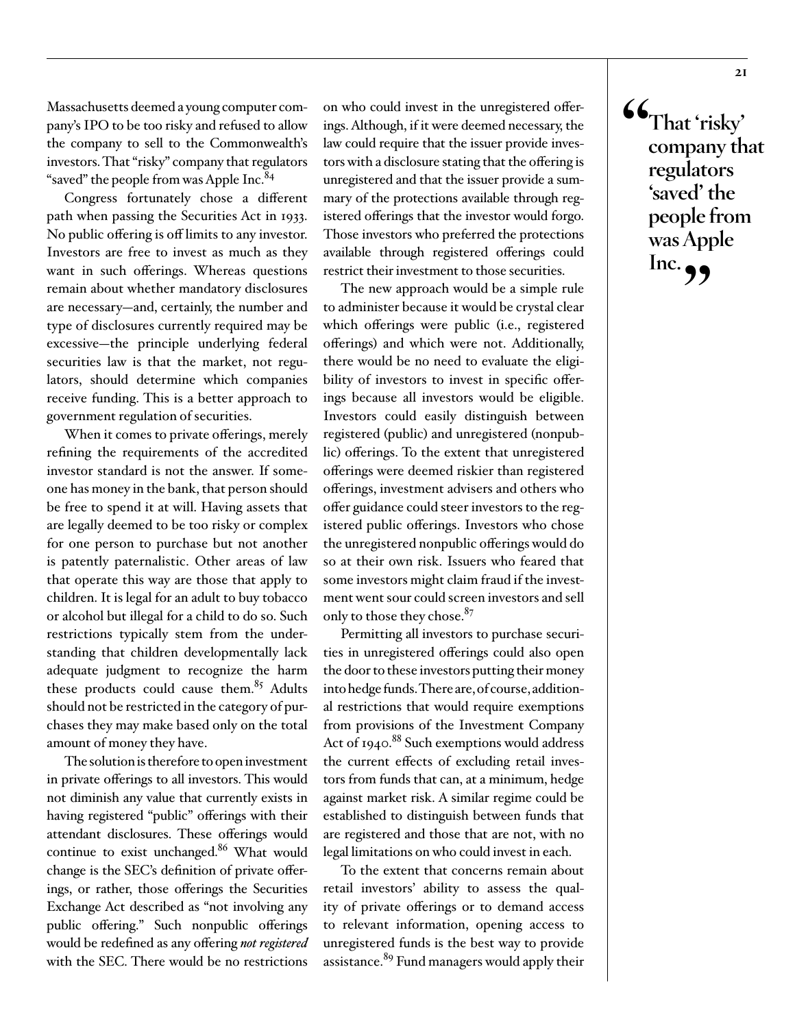Massachusetts deemed a young computer company's IPO to be too risky and refused to allow the company to sell to the Commonwealth's investors. That "risky" company that regulators "saved" the people from was Apple Inc.[84]

Congress fortunately chose a different path when passing the Securities Act in 1933. No public offering is off limits to any investor. Investors are free to invest as much as they want in such offerings. Whereas questions remain about whether mandatory disclosures are necessary—and, certainly, the number and type of disclosures currently required may be excessive—the principle underlying federal securities law is that the market, not regulators, should determine which companies receive funding. This is a better approach to government regulation of securities.

When it comes to private offerings, merely refining the requirements of the accredited investor standard is not the answer. If someone has money in the bank, that person should be free to spend it at will. Having assets that are legally deemed to be too risky or complex for one person to purchase but not another is patently paternalistic. Other areas of law that operate this way are those that apply to children. It is legal for an adult to buy tobacco or alcohol but illegal for a child to do so. Such restrictions typically stem from the understanding that children developmentally lack adequate judgment to recognize the harm these products could cause them.[85] Adults should not be restricted in the category of purchases they may make based only on the total amount of money they have.

The solution is therefore to open investment in private offerings to all investors. This would not diminish any value that currently exists in having registered "public" offerings with their attendant disclosures. These offerings would continue to exist unchanged.[86] What would change is the SEC's definition of private offerings, or rather, those offerings the Securities Exchange Act described as "not involving any public offering." Such nonpublic offerings would be redefined as any offering ***not registered*** with the SEC. There would be no restrictions on who could invest in the unregistered offerings. Although, if it were deemed necessary, the law could require that the issuer provide investors with a disclosure stating that the offering is unregistered and that the issuer provide a summary of the protections available through registered offerings that the investor would forgo. Those investors who preferred the protections available through registered offerings could restrict their investment to those securities.

The new approach would be a simple rule to administer because it would be crystal clear which offerings were public (i.e., registered offerings) and which were not. Additionally, there would be no need to evaluate the eligibility of investors to invest in specific offerings because all investors would be eligible. Investors could easily distinguish between registered (public) and unregistered (nonpublic) offerings. To the extent that unregistered offerings were deemed riskier than registered offerings, investment advisers and others who offer guidance could steer investors to the registered public offerings. Investors who chose the unregistered nonpublic offerings would do so at their own risk. Issuers who feared that some investors might claim fraud if the investment went sour could screen investors and sell only to those they chose.[87]

Permitting all investors to purchase securities in unregistered offerings could also open the door to these investors putting their money into hedge funds. There are, of course, additional restrictions that would require exemptions from provisions of the Investment Company Act of 1940.[88] Such exemptions would address the current effects of excluding retail investors from funds that can, at a minimum, hedge against market risk. A similar regime could be established to distinguish between funds that are registered and those that are not, with no legal limitations on who could invest in each.

To the extent that concerns remain about retail investors' ability to assess the quality of private offerings or to demand access to relevant information, opening access to unregistered funds is the best way to provide assistance.[89] Fund managers would apply their

> **"That 'risky' company that regulators 'saved' the people from was Apple Inc."**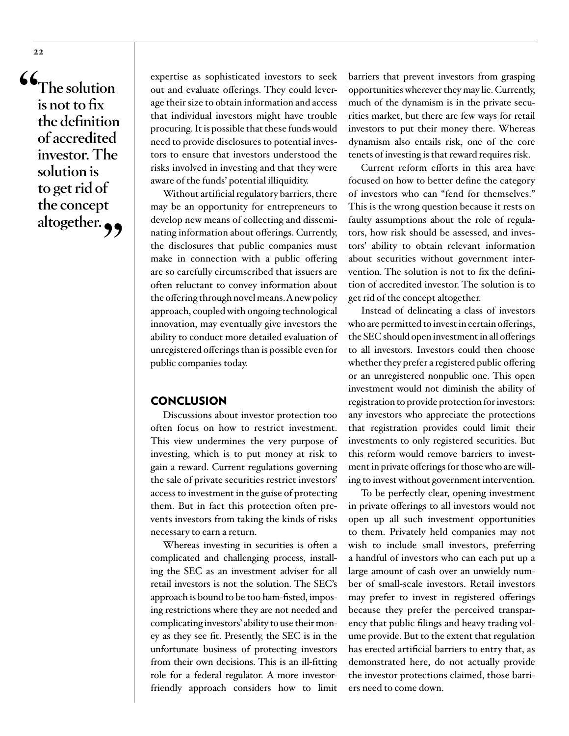> "The solution is not to fix the definition of accredited investor. The solution is to get rid of the concept altogether."

expertise as sophisticated investors to seek out and evaluate offerings. They could leverage their size to obtain information and access that individual investors might have trouble procuring. It is possible that these funds would need to provide disclosures to potential investors to ensure that investors understood the risks involved in investing and that they were aware of the funds' potential illiquidity.

Without artificial regulatory barriers, there may be an opportunity for entrepreneurs to develop new means of collecting and disseminating information about offerings. Currently, the disclosures that public companies must make in connection with a public offering are so carefully circumscribed that issuers are often reluctant to convey information about the offering through novel means. A new policy approach, coupled with ongoing technological innovation, may eventually give investors the ability to conduct more detailed evaluation of unregistered offerings than is possible even for public companies today.

## CONCLUSION

Discussions about investor protection too often focus on how to restrict investment. This view undermines the very purpose of investing, which is to put money at risk to gain a reward. Current regulations governing the sale of private securities restrict investors' access to investment in the guise of protecting them. But in fact this protection often prevents investors from taking the kinds of risks necessary to earn a return.

Whereas investing in securities is often a complicated and challenging process, installing the SEC as an investment adviser for all retail investors is not the solution. The SEC's approach is bound to be too ham-fisted, imposing restrictions where they are not needed and complicating investors' ability to use their money as they see fit. Presently, the SEC is in the unfortunate business of protecting investors from their own decisions. This is an ill-fitting role for a federal regulator. A more investor-friendly approach considers how to limit barriers that prevent investors from grasping opportunities wherever they may lie. Currently, much of the dynamism is in the private securities market, but there are few ways for retail investors to put their money there. Whereas dynamism also entails risk, one of the core tenets of investing is that reward requires risk.

Current reform efforts in this area have focused on how to better define the category of investors who can "fend for themselves." This is the wrong question because it rests on faulty assumptions about the role of regulators, how risk should be assessed, and investors' ability to obtain relevant information about securities without government intervention. The solution is not to fix the definition of accredited investor. The solution is to get rid of the concept altogether.

Instead of delineating a class of investors who are permitted to invest in certain offerings, the SEC should open investment in all offerings to all investors. Investors could then choose whether they prefer a registered public offering or an unregistered nonpublic one. This open investment would not diminish the ability of registration to provide protection for investors: any investors who appreciate the protections that registration provides could limit their investments to only registered securities. But this reform would remove barriers to investment in private offerings for those who are willing to invest without government intervention.

To be perfectly clear, opening investment in private offerings to all investors would not open up all such investment opportunities to them. Privately held companies may not wish to include small investors, preferring a handful of investors who can each put up a large amount of cash over an unwieldy number of small-scale investors. Retail investors may prefer to invest in registered offerings because they prefer the perceived transparency that public filings and heavy trading volume provide. But to the extent that regulation has erected artificial barriers to entry that, as demonstrated here, do not actually provide the investor protections claimed, those barriers need to come down.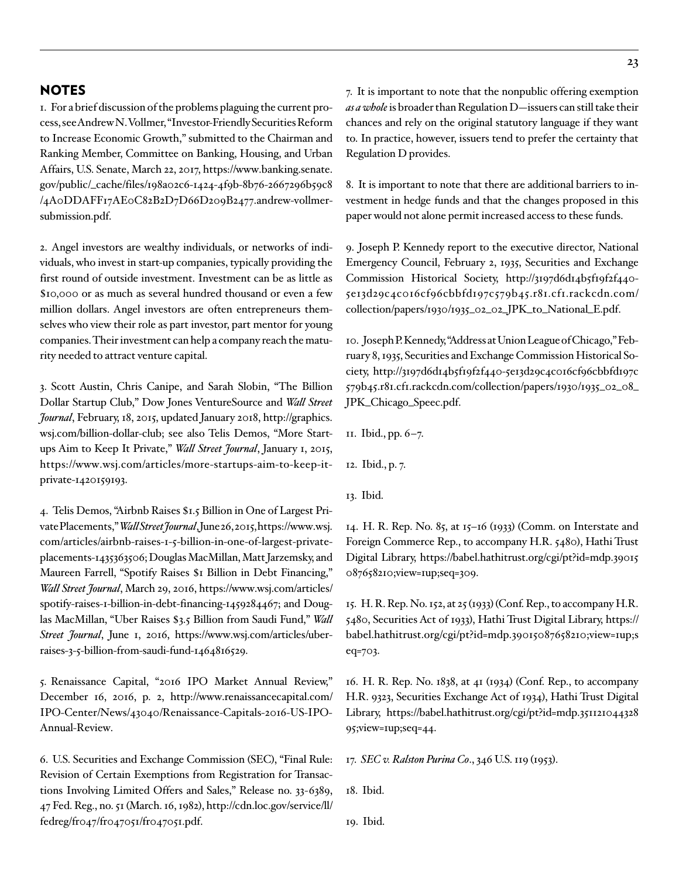## NOTES

1. For a brief discussion of the problems plaguing the current process, see Andrew N. Vollmer, "Investor-Friendly Securities Reform to Increase Economic Growth," submitted to the Chairman and Ranking Member, Committee on Banking, Housing, and Urban Affairs, U.S. Senate, March 22, 2017, https://www.banking.senate.gov/public/_cache/files/198a02c6-1424-4f9b-8b76-2667296b59c8/4A0DDAFF17AE0C82B2D7D66D209B2477.andrew-vollmer-submission.pdf.

2. Angel investors are wealthy individuals, or networks of individuals, who invest in start-up companies, typically providing the first round of outside investment. Investment can be as little as $10,000 or as much as several hundred thousand or even a few million dollars. Angel investors are often entrepreneurs themselves who view their role as part investor, part mentor for young companies. Their investment can help a company reach the maturity needed to attract venture capital.

3. Scott Austin, Chris Canipe, and Sarah Slobin, "The Billion Dollar Startup Club," Dow Jones VentureSource and *Wall Street Journal*, February, 18, 2015, updated January 2018, http://graphics.wsj.com/billion-dollar-club; see also Telis Demos, "More Startups Aim to Keep It Private," *Wall Street Journal*, January 1, 2015, https://www.wsj.com/articles/more-startups-aim-to-keep-it-private-1420159193.

4. Telis Demos, "Airbnb Raises $1.5 Billion in One of Largest Private Placements," *Wall Street Journal*, June 26, 2015, https://www.wsj.com/articles/airbnb-raises-1-5-billion-in-one-of-largest-private-placements-1435363506; Douglas MacMillan, Matt Jarzemsky, and Maureen Farrell, "Spotify Raises $1 Billion in Debt Financing," *Wall Street Journal*, March 29, 2016, https://www.wsj.com/articles/spotify-raises-1-billion-in-debt-financing-1459284467; and Douglas MacMillan, "Uber Raises $3.5 Billion from Saudi Fund," *Wall Street Journal*, June 1, 2016, https://www.wsj.com/articles/uber-raises-3-5-billion-from-saudi-fund-1464816529.

5. Renaissance Capital, "2016 IPO Market Annual Review," December 16, 2016, p. 2, http://www.renaissancecapital.com/IPO-Center/News/43040/Renaissance-Capitals-2016-US-IPO-Annual-Review.

6. U.S. Securities and Exchange Commission (SEC), "Final Rule: Revision of Certain Exemptions from Registration for Transactions Involving Limited Offers and Sales," Release no. 33-6389, 47 Fed. Reg., no. 51 (March. 16, 1982), http://cdn.loc.gov/service/ll/fedreg/fr047/fr047051/fr047051.pdf.

7. It is important to note that the nonpublic offering exemption *as a whole* is broader than Regulation D—issuers can still take their chances and rely on the original statutory language if they want to. In practice, however, issuers tend to prefer the certainty that Regulation D provides.

8. It is important to note that there are additional barriers to investment in hedge funds and that the changes proposed in this paper would not alone permit increased access to these funds.

9. Joseph P. Kennedy report to the executive director, National Emergency Council, February 2, 1935, Securities and Exchange Commission Historical Society, http://3197d6d14b5f19f2f440-5e13d29c4c016cf96cbbfd197c579b45.r81.cf1.rackcdn.com/collection/papers/1930/1935_02_02_JPK_to_National_E.pdf.

10. Joseph P. Kennedy, "Address at Union League of Chicago," February 8, 1935, Securities and Exchange Commission Historical Society, http://3197d6d14b5f19f2f440-5e13d29c4c016cf96cbbfd197c579b45.r81.cf1.rackcdn.com/collection/papers/1930/1935_02_08_JPK_Chicago_Speec.pdf.

11. Ibid., pp. 6–7.

12. Ibid., p. 7.

13. Ibid.

14. H. R. Rep. No. 85, at 15–16 (1933) (Comm. on Interstate and Foreign Commerce Rep., to accompany H.R. 5480), Hathi Trust Digital Library, https://babel.hathitrust.org/cgi/pt?id=mdp.39015087658210;view=1up;seq=309.

15. H. R. Rep. No. 152, at 25 (1933) (Conf. Rep., to accompany H.R. 5480, Securities Act of 1933), Hathi Trust Digital Library, https://babel.hathitrust.org/cgi/pt?id=mdp.39015087658210;view=1up;seq=703.

16. H. R. Rep. No. 1838, at 41 (1934) (Conf. Rep., to accompany H.R. 9323, Securities Exchange Act of 1934), Hathi Trust Digital Library, https://babel.hathitrust.org/cgi/pt?id=mdp.35112104432895;view=1up;seq=44.

17. *SEC v. Ralston Purina Co*., 346 U.S. 119 (1953).

18. Ibid.

19. Ibid.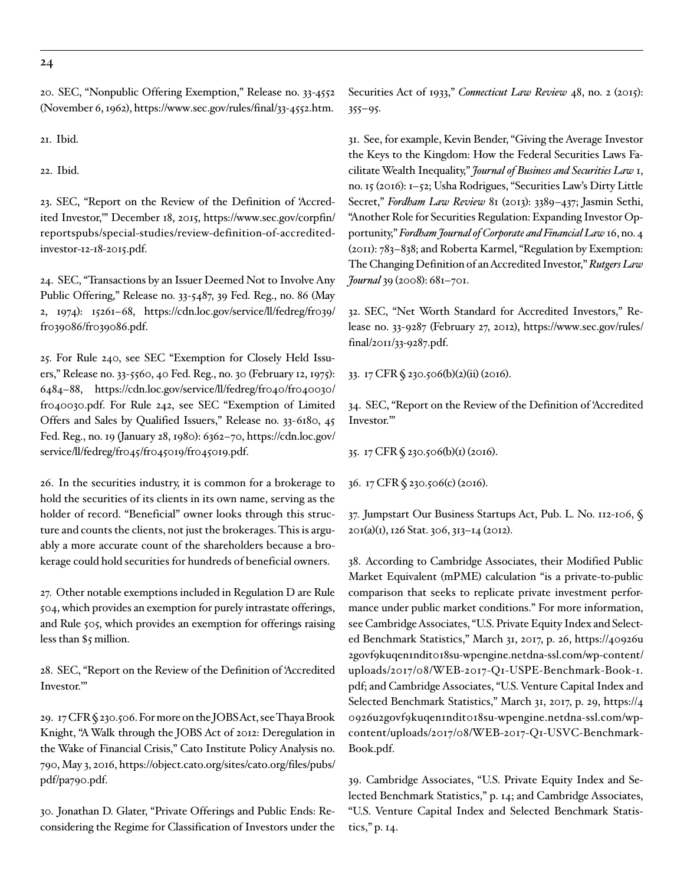20. SEC, "Nonpublic Offering Exemption," Release no. 33-4552 (November 6, 1962), https://www.sec.gov/rules/final/33-4552.htm.

21. Ibid.

22. Ibid.

23. SEC, "Report on the Review of the Definition of 'Accredited Investor,'" December 18, 2015, https://www.sec.gov/corpfin/reportspubs/special-studies/review-definition-of-accredited-investor-12-18-2015.pdf.

24. SEC, "Transactions by an Issuer Deemed Not to Involve Any Public Offering," Release no. 33-5487, 39 Fed. Reg., no. 86 (May 2, 1974): 15261–68, https://cdn.loc.gov/service/ll/fedreg/fr039/fr039086/fr039086.pdf.

25. For Rule 240, see SEC "Exemption for Closely Held Issuers," Release no. 33-5560, 40 Fed. Reg., no. 30 (February 12, 1975): 6484–88, https://cdn.loc.gov/service/ll/fedreg/fr040/fr040030/fr040030.pdf. For Rule 242, see SEC "Exemption of Limited Offers and Sales by Qualified Issuers," Release no. 33-6180, 45 Fed. Reg., no. 19 (January 28, 1980): 6362–70, https://cdn.loc.gov/service/ll/fedreg/fr045/fr045019/fr045019.pdf.

26. In the securities industry, it is common for a brokerage to hold the securities of its clients in its own name, serving as the holder of record. "Beneficial" owner looks through this structure and counts the clients, not just the brokerages. This is arguably a more accurate count of the shareholders because a brokerage could hold securities for hundreds of beneficial owners.

27. Other notable exemptions included in Regulation D are Rule 504, which provides an exemption for purely intrastate offerings, and Rule 505, which provides an exemption for offerings raising less than $5 million.

28. SEC, "Report on the Review of the Definition of 'Accredited Investor.'"

29. 17 CFR § 230.506. For more on the JOBS Act, see Thaya Brook Knight, "A Walk through the JOBS Act of 2012: Deregulation in the Wake of Financial Crisis," Cato Institute Policy Analysis no. 790, May 3, 2016, https://object.cato.org/sites/cato.org/files/pubs/pdf/pa790.pdf.

30. Jonathan D. Glater, "Private Offerings and Public Ends: Reconsidering the Regime for Classification of Investors under the Securities Act of 1933," *Connecticut Law Review* 48, no. 2 (2015): 355–95.

31. See, for example, Kevin Bender, "Giving the Average Investor the Keys to the Kingdom: How the Federal Securities Laws Facilitate Wealth Inequality," *Journal of Business and Securities Law* 1, no. 15 (2016): 1–52; Usha Rodrigues, "Securities Law's Dirty Little Secret," *Fordham Law Review* 81 (2013): 3389–437; Jasmin Sethi, "Another Role for Securities Regulation: Expanding Investor Opportunity," *Fordham Journal of Corporate and Financial Law* 16, no. 4 (2011): 783–838; and Roberta Karmel, "Regulation by Exemption: The Changing Definition of an Accredited Investor," *Rutgers Law Journal* 39 (2008): 681–701.

32. SEC, "Net Worth Standard for Accredited Investors," Release no. 33-9287 (February 27, 2012), https://www.sec.gov/rules/final/2011/33-9287.pdf.

33. 17 CFR § 230.506(b)(2)(ii) (2016).

34. SEC, "Report on the Review of the Definition of 'Accredited Investor.'"

35. 17 CFR § 230.506(b)(1) (2016).

36. 17 CFR § 230.506(c) (2016).

37. Jumpstart Our Business Startups Act, Pub. L. No. 112-106, § 201(a)(1), 126 Stat. 306, 313–14 (2012).

38. According to Cambridge Associates, their Modified Public Market Equivalent (mPME) calculation "is a private-to-public comparison that seeks to replicate private investment performance under public market conditions." For more information, see Cambridge Associates, "U.S. Private Equity Index and Selected Benchmark Statistics," March 31, 2017, p. 26, https://40926u2govf9kuqen1ndit018su-wpengine.netdna-ssl.com/wp-content/uploads/2017/08/WEB-2017-Q1-USPE-Benchmark-Book-1.pdf; and Cambridge Associates, "U.S. Venture Capital Index and Selected Benchmark Statistics," March 31, 2017, p. 29, https://40926u2govf9kuqen1ndit018su-wpengine.netdna-ssl.com/wp-content/uploads/2017/08/WEB-2017-Q1-USVC-Benchmark-Book.pdf.

39. Cambridge Associates, "U.S. Private Equity Index and Selected Benchmark Statistics," p. 14; and Cambridge Associates, "U.S. Venture Capital Index and Selected Benchmark Statistics," p. 14.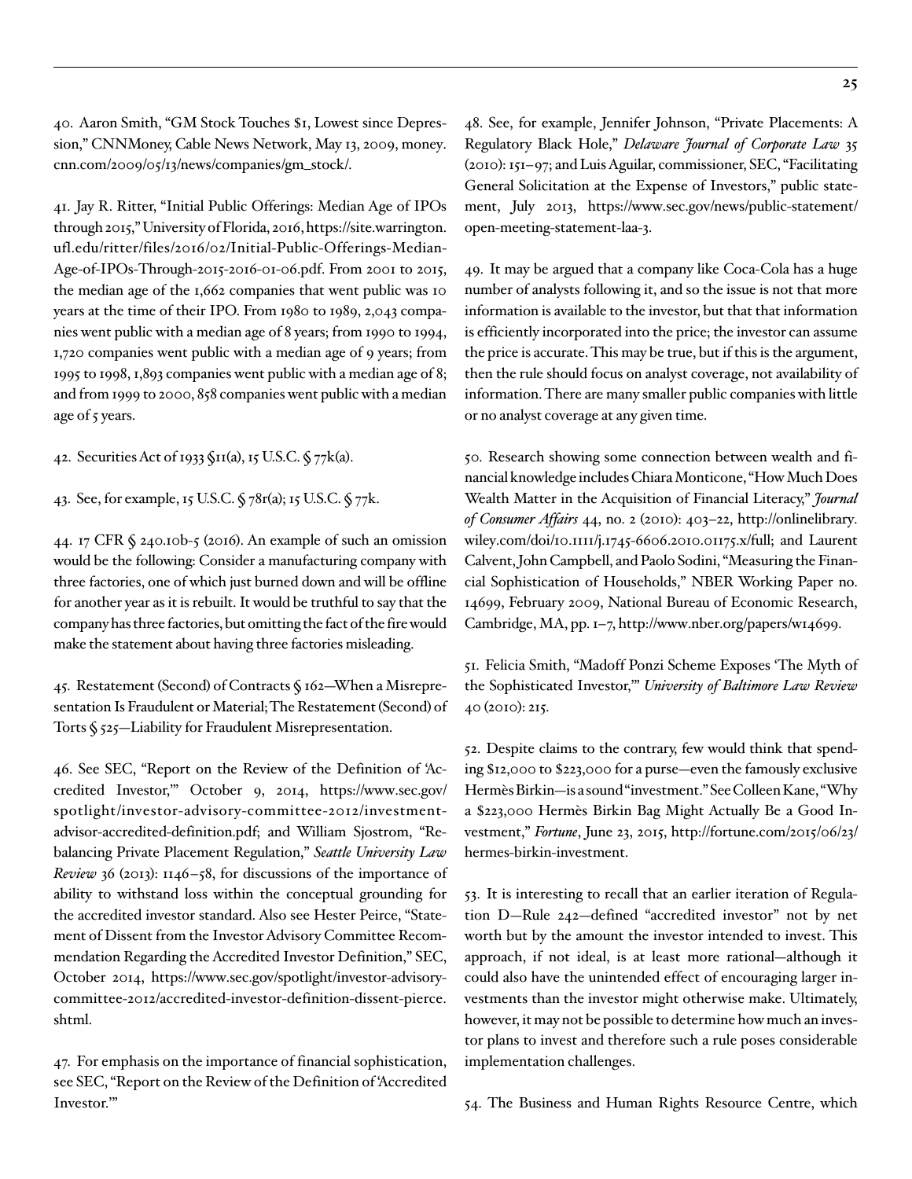40. Aaron Smith, "GM Stock Touches $1, Lowest since Depression," CNNMoney, Cable News Network, May 13, 2009, money.cnn.com/2009/05/13/news/companies/gm_stock/.

41. Jay R. Ritter, "Initial Public Offerings: Median Age of IPOs through 2015," University of Florida, 2016, https://site.warrington.ufl.edu/ritter/files/2016/02/Initial-Public-Offerings-Median-Age-of-IPOs-Through-2015-2016-01-06.pdf. From 2001 to 2015, the median age of the 1,662 companies that went public was 10 years at the time of their IPO. From 1980 to 1989, 2,043 companies went public with a median age of 8 years; from 1990 to 1994, 1,720 companies went public with a median age of 9 years; from 1995 to 1998, 1,893 companies went public with a median age of 8; and from 1999 to 2000, 858 companies went public with a median age of 5 years.

42. Securities Act of 1933 §11(a), 15 U.S.C. § 77k(a).

43. See, for example, 15 U.S.C. § 78r(a); 15 U.S.C. § 77k.

44. 17 CFR § 240.10b-5 (2016). An example of such an omission would be the following: Consider a manufacturing company with three factories, one of which just burned down and will be offline for another year as it is rebuilt. It would be truthful to say that the company has three factories, but omitting the fact of the fire would make the statement about having three factories misleading.

45. Restatement (Second) of Contracts § 162—When a Misrepresentation Is Fraudulent or Material; The Restatement (Second) of Torts § 525—Liability for Fraudulent Misrepresentation.

46. See SEC, "Report on the Review of the Definition of 'Accredited Investor,'" October 9, 2014, https://www.sec.gov/spotlight/investor-advisory-committee-2012/investment-advisor-accredited-definition.pdf; and William Sjostrom, "Rebalancing Private Placement Regulation," *Seattle University Law Review* 36 (2013): 1146–58, for discussions of the importance of ability to withstand loss within the conceptual grounding for the accredited investor standard. Also see Hester Peirce, "Statement of Dissent from the Investor Advisory Committee Recommendation Regarding the Accredited Investor Definition," SEC, October 2014, https://www.sec.gov/spotlight/investor-advisory-committee-2012/accredited-investor-definition-dissent-pierce.shtml.

47. For emphasis on the importance of financial sophistication, see SEC, "Report on the Review of the Definition of 'Accredited Investor.'"

48. See, for example, Jennifer Johnson, "Private Placements: A Regulatory Black Hole," *Delaware Journal of Corporate Law* 35 (2010): 151–97; and Luis Aguilar, commissioner, SEC, "Facilitating General Solicitation at the Expense of Investors," public statement, July 2013, https://www.sec.gov/news/public-statement/open-meeting-statement-laa-3.

49. It may be argued that a company like Coca-Cola has a huge number of analysts following it, and so the issue is not that more information is available to the investor, but that that information is efficiently incorporated into the price; the investor can assume the price is accurate. This may be true, but if this is the argument, then the rule should focus on analyst coverage, not availability of information. There are many smaller public companies with little or no analyst coverage at any given time.

50. Research showing some connection between wealth and financial knowledge includes Chiara Monticone, "How Much Does Wealth Matter in the Acquisition of Financial Literacy," *Journal of Consumer Affairs* 44, no. 2 (2010): 403–22, http://onlinelibrary.wiley.com/doi/10.1111/j.1745-6606.2010.01175.x/full; and Laurent Calvent, John Campbell, and Paolo Sodini, "Measuring the Financial Sophistication of Households," NBER Working Paper no. 14699, February 2009, National Bureau of Economic Research, Cambridge, MA, pp. 1–7, http://www.nber.org/papers/w14699.

51. Felicia Smith, "Madoff Ponzi Scheme Exposes 'The Myth of the Sophisticated Investor,'" *University of Baltimore Law Review* 40 (2010): 215.

52. Despite claims to the contrary, few would think that spending $12,000 to $223,000 for a purse—even the famously exclusive Hermès Birkin—is a sound "investment." See Colleen Kane, "Why a $223,000 Hermès Birkin Bag Might Actually Be a Good Investment," *Fortune*, June 23, 2015, http://fortune.com/2015/06/23/hermes-birkin-investment.

53. It is interesting to recall that an earlier iteration of Regulation D—Rule 242—defined "accredited investor" not by net worth but by the amount the investor intended to invest. This approach, if not ideal, is at least more rational—although it could also have the unintended effect of encouraging larger investments than the investor might otherwise make. Ultimately, however, it may not be possible to determine how much an investor plans to invest and therefore such a rule poses considerable implementation challenges.

54. The Business and Human Rights Resource Centre, which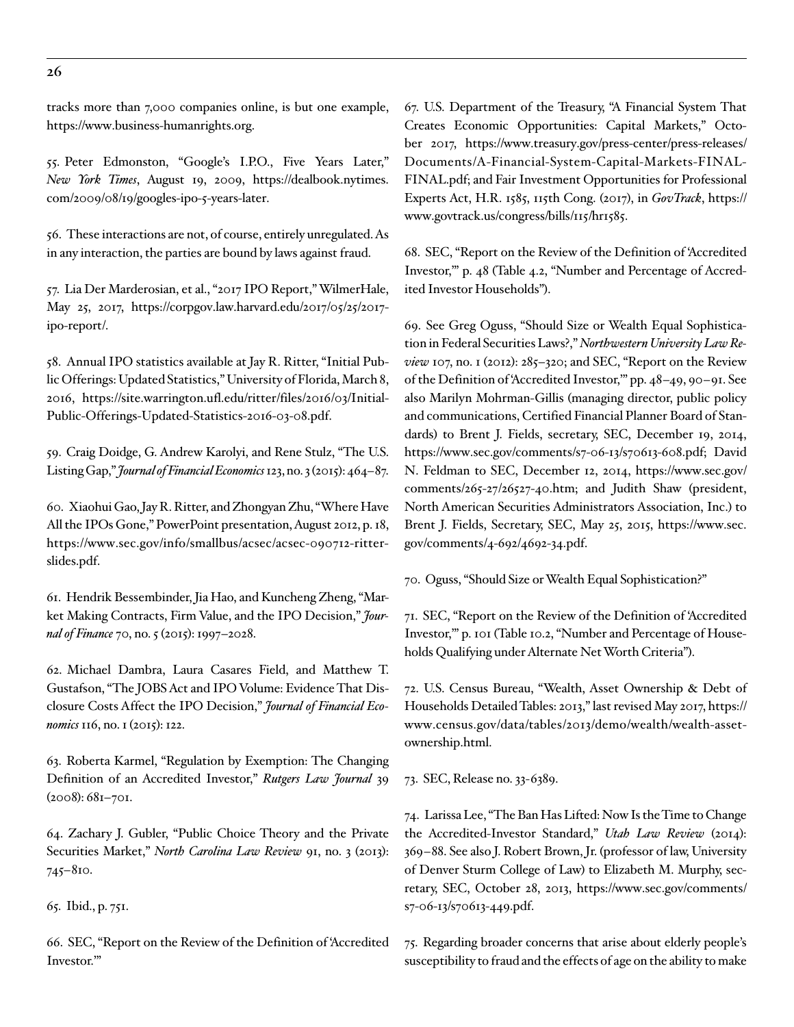tracks more than 7,000 companies online, is but one example, https://www.business-humanrights.org.

55. Peter Edmonston, "Google's I.P.O., Five Years Later," *New York Times*, August 19, 2009, https://dealbook.nytimes.com/2009/08/19/googles-ipo-5-years-later.

56. These interactions are not, of course, entirely unregulated. As in any interaction, the parties are bound by laws against fraud.

57. Lia Der Marderosian, et al., "2017 IPO Report," WilmerHale, May 25, 2017, https://corpgov.law.harvard.edu/2017/05/25/2017-ipo-report/.

58. Annual IPO statistics available at Jay R. Ritter, "Initial Public Offerings: Updated Statistics," University of Florida, March 8, 2016, https://site.warrington.ufl.edu/ritter/files/2016/03/Initial-Public-Offerings-Updated-Statistics-2016-03-08.pdf.

59. Craig Doidge, G. Andrew Karolyi, and Rene Stulz, "The U.S. Listing Gap," *Journal of Financial Economics* 123, no. 3 (2015): 464–87.

60. Xiaohui Gao, Jay R. Ritter, and Zhongyan Zhu, "Where Have All the IPOs Gone," PowerPoint presentation, August 2012, p. 18, https://www.sec.gov/info/smallbus/acsec/acsec-090712-ritter-slides.pdf.

61. Hendrik Bessembinder, Jia Hao, and Kuncheng Zheng, "Market Making Contracts, Firm Value, and the IPO Decision," *Journal of Finance* 70, no. 5 (2015): 1997–2028.

62. Michael Dambra, Laura Casares Field, and Matthew T. Gustafson, "The JOBS Act and IPO Volume: Evidence That Disclosure Costs Affect the IPO Decision," *Journal of Financial Economics* 116, no. 1 (2015): 122.

63. Roberta Karmel, "Regulation by Exemption: The Changing Definition of an Accredited Investor," *Rutgers Law Journal* 39 (2008): 681–701.

64. Zachary J. Gubler, "Public Choice Theory and the Private Securities Market," *North Carolina Law Review* 91, no. 3 (2013): 745–810.

65. Ibid., p. 751.

66. SEC, "Report on the Review of the Definition of 'Accredited Investor.'"

67. U.S. Department of the Treasury, "A Financial System That Creates Economic Opportunities: Capital Markets," October 2017, https://www.treasury.gov/press-center/press-releases/Documents/A-Financial-System-Capital-Markets-FINAL-FINAL.pdf; and Fair Investment Opportunities for Professional Experts Act, H.R. 1585, 115th Cong. (2017), in *GovTrack*, https://www.govtrack.us/congress/bills/115/hr1585.

68. SEC, "Report on the Review of the Definition of 'Accredited Investor,'" p. 48 (Table 4.2, "Number and Percentage of Accredited Investor Households").

69. See Greg Oguss, "Should Size or Wealth Equal Sophistication in Federal Securities Laws?," *Northwestern University Law Review* 107, no. 1 (2012): 285–320; and SEC, "Report on the Review of the Definition of 'Accredited Investor,'" pp. 48–49, 90–91. See also Marilyn Mohrman-Gillis (managing director, public policy and communications, Certified Financial Planner Board of Standards) to Brent J. Fields, secretary, SEC, December 19, 2014, https://www.sec.gov/comments/s7-06-13/s70613-608.pdf; David N. Feldman to SEC, December 12, 2014, https://www.sec.gov/comments/265-27/26527-40.htm; and Judith Shaw (president, North American Securities Administrators Association, Inc.) to Brent J. Fields, Secretary, SEC, May 25, 2015, https://www.sec.gov/comments/4-692/4692-34.pdf.

70. Oguss, "Should Size or Wealth Equal Sophistication?"

71. SEC, "Report on the Review of the Definition of 'Accredited Investor,'" p. 101 (Table 10.2, "Number and Percentage of Households Qualifying under Alternate Net Worth Criteria").

72. U.S. Census Bureau, "Wealth, Asset Ownership & Debt of Households Detailed Tables: 2013," last revised May 2017, https://www.census.gov/data/tables/2013/demo/wealth/wealth-asset-ownership.html.

73. SEC, Release no. 33-6389.

74. Larissa Lee, "The Ban Has Lifted: Now Is the Time to Change the Accredited-Investor Standard," *Utah Law Review* (2014): 369–88. See also J. Robert Brown, Jr. (professor of law, University of Denver Sturm College of Law) to Elizabeth M. Murphy, secretary, SEC, October 28, 2013, https://www.sec.gov/comments/s7-06-13/s70613-449.pdf.

75. Regarding broader concerns that arise about elderly people's susceptibility to fraud and the effects of age on the ability to make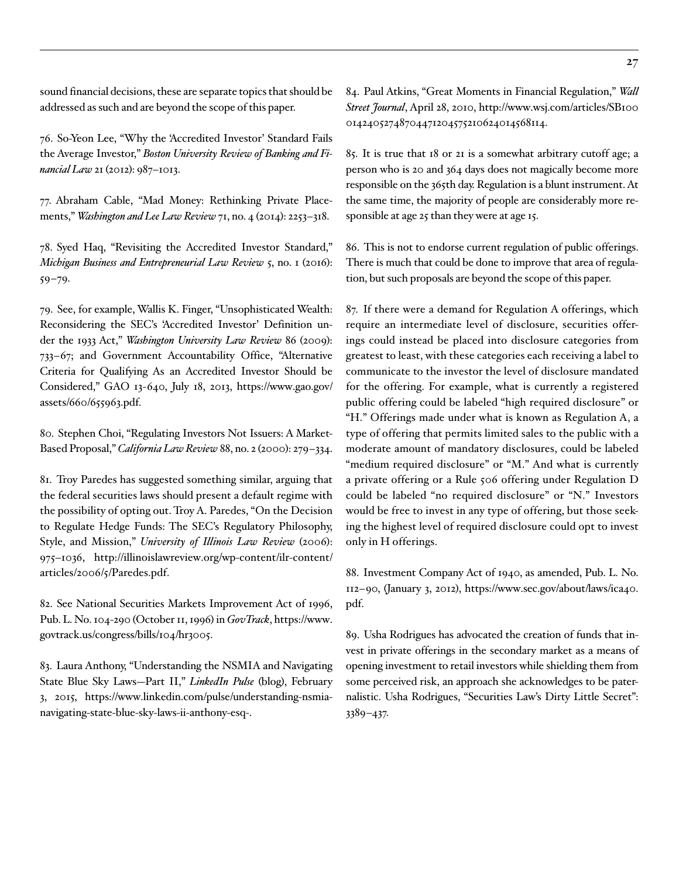sound financial decisions, these are separate topics that should be addressed as such and are beyond the scope of this paper.

76. So-Yeon Lee, "Why the 'Accredited Investor' Standard Fails the Average Investor," *Boston University Review of Banking and Financial Law* 21 (2012): 987–1013.

77. Abraham Cable, "Mad Money: Rethinking Private Placements," *Washington and Lee Law Review* 71, no. 4 (2014): 2253–318.

78. Syed Haq, "Revisiting the Accredited Investor Standard," *Michigan Business and Entrepreneurial Law Review* 5, no. 1 (2016): 59–79.

79. See, for example, Wallis K. Finger, "Unsophisticated Wealth: Reconsidering the SEC's 'Accredited Investor' Definition under the 1933 Act," *Washington University Law Review* 86 (2009): 733–67; and Government Accountability Office, "Alternative Criteria for Qualifying As an Accredited Investor Should be Considered," GAO 13-640, July 18, 2013, https://www.gao.gov/assets/660/655963.pdf.

80. Stephen Choi, "Regulating Investors Not Issuers: A Market-Based Proposal," *California Law Review* 88, no. 2 (2000): 279–334.

81. Troy Paredes has suggested something similar, arguing that the federal securities laws should present a default regime with the possibility of opting out. Troy A. Paredes, "On the Decision to Regulate Hedge Funds: The SEC's Regulatory Philosophy, Style, and Mission," *University of Illinois Law Review* (2006): 975–1036, http://illinoislawreview.org/wp-content/ilr-content/articles/2006/5/Paredes.pdf.

82. See National Securities Markets Improvement Act of 1996, Pub. L. No. 104-290 (October 11, 1996) in *GovTrack*, https://www.govtrack.us/congress/bills/104/hr3005.

83. Laura Anthony, "Understanding the NSMIA and Navigating State Blue Sky Laws—Part II," *LinkedIn Pulse* (blog), February 3, 2015, https://www.linkedin.com/pulse/understanding-nsmia-navigating-state-blue-sky-laws-ii-anthony-esq-.

84. Paul Atkins, "Great Moments in Financial Regulation," *Wall Street Journal*, April 28, 2010, http://www.wsj.com/articles/SB10001424052748704471204575210624014568114.

85. It is true that 18 or 21 is a somewhat arbitrary cutoff age; a person who is 20 and 364 days does not magically become more responsible on the 365th day. Regulation is a blunt instrument. At the same time, the majority of people are considerably more responsible at age 25 than they were at age 15.

86. This is not to endorse current regulation of public offerings. There is much that could be done to improve that area of regulation, but such proposals are beyond the scope of this paper.

87. If there were a demand for Regulation A offerings, which require an intermediate level of disclosure, securities offerings could instead be placed into disclosure categories from greatest to least, with these categories each receiving a label to communicate to the investor the level of disclosure mandated for the offering. For example, what is currently a registered public offering could be labeled "high required disclosure" or "H." Offerings made under what is known as Regulation A, a type of offering that permits limited sales to the public with a moderate amount of mandatory disclosures, could be labeled "medium required disclosure" or "M." And what is currently a private offering or a Rule 506 offering under Regulation D could be labeled "no required disclosure" or "N." Investors would be free to invest in any type of offering, but those seeking the highest level of required disclosure could opt to invest only in H offerings.

88. Investment Company Act of 1940, as amended, Pub. L. No. 112–90, (January 3, 2012), https://www.sec.gov/about/laws/ica40.pdf.

89. Usha Rodrigues has advocated the creation of funds that invest in private offerings in the secondary market as a means of opening investment to retail investors while shielding them from some perceived risk, an approach she acknowledges to be paternalistic. Usha Rodrigues, "Securities Law's Dirty Little Secret": 3389–437.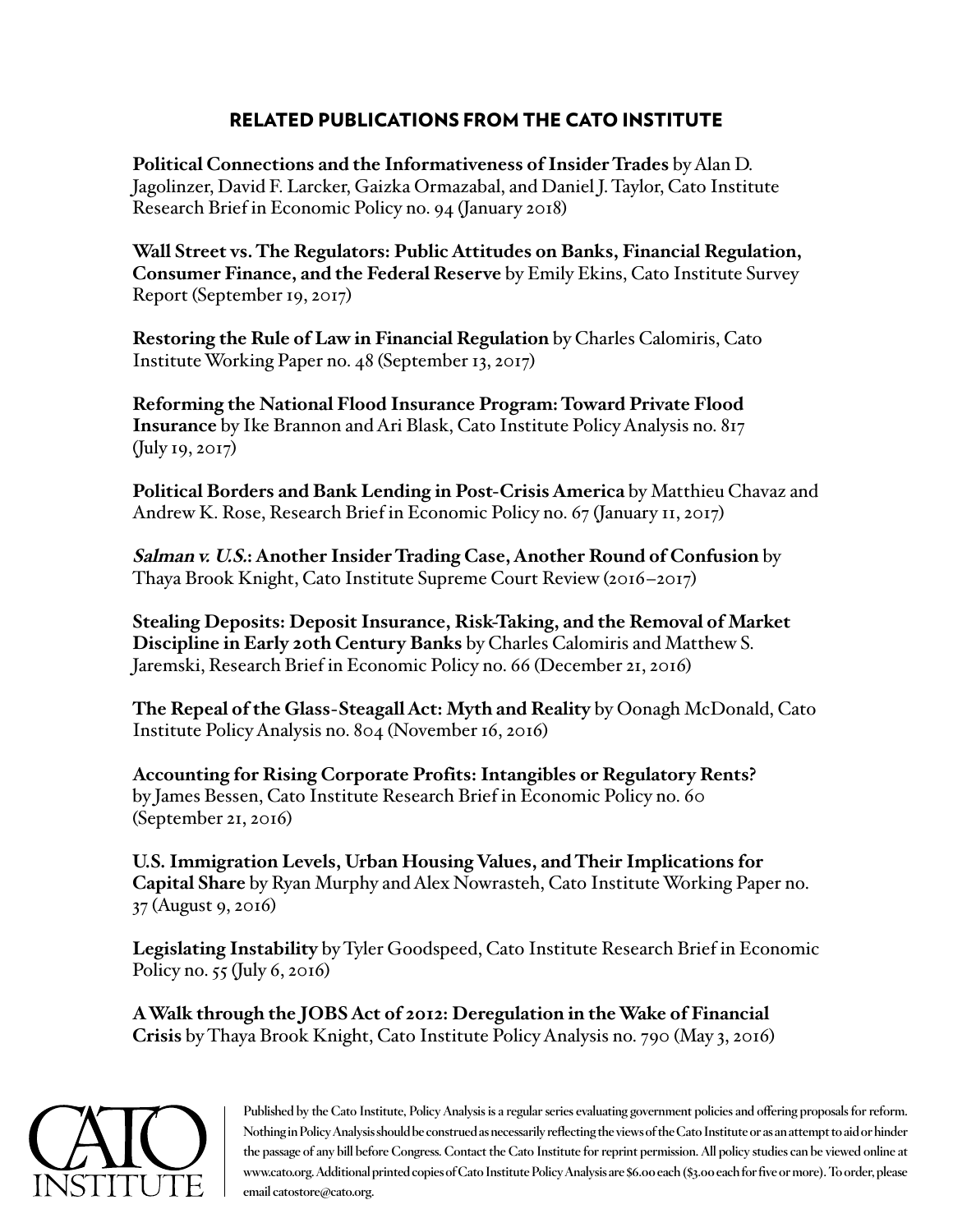## RELATED PUBLICATIONS FROM THE CATO INSTITUTE

**Political Connections and the Informativeness of Insider Trades** by Alan D. Jagolinzer, David F. Larcker, Gaizka Ormazabal, and Daniel J. Taylor, Cato Institute Research Brief in Economic Policy no. 94 (January 2018)

**Wall Street vs. The Regulators: Public Attitudes on Banks, Financial Regulation, Consumer Finance, and the Federal Reserve** by Emily Ekins, Cato Institute Survey Report (September 19, 2017)

**Restoring the Rule of Law in Financial Regulation** by Charles Calomiris, Cato Institute Working Paper no. 48 (September 13, 2017)

**Reforming the National Flood Insurance Program: Toward Private Flood Insurance** by Ike Brannon and Ari Blask, Cato Institute Policy Analysis no. 817 (July 19, 2017)

**Political Borders and Bank Lending in Post-Crisis America** by Matthieu Chavaz and Andrew K. Rose, Research Brief in Economic Policy no. 67 (January 11, 2017)

***Salman v. U.S.*: Another Insider Trading Case, Another Round of Confusion** by Thaya Brook Knight, Cato Institute Supreme Court Review (2016–2017)

**Stealing Deposits: Deposit Insurance, Risk-Taking, and the Removal of Market Discipline in Early 20th Century Banks** by Charles Calomiris and Matthew S. Jaremski, Research Brief in Economic Policy no. 66 (December 21, 2016)

**The Repeal of the Glass-Steagall Act: Myth and Reality** by Oonagh McDonald, Cato Institute Policy Analysis no. 804 (November 16, 2016)

**Accounting for Rising Corporate Profits: Intangibles or Regulatory Rents?** by James Bessen, Cato Institute Research Brief in Economic Policy no. 60 (September 21, 2016)

**U.S. Immigration Levels, Urban Housing Values, and Their Implications for Capital Share** by Ryan Murphy and Alex Nowrasteh, Cato Institute Working Paper no. 37 (August 9, 2016)

**Legislating Instability** by Tyler Goodspeed, Cato Institute Research Brief in Economic Policy no. 55 (July 6, 2016)

**A Walk through the JOBS Act of 2012: Deregulation in the Wake of Financial Crisis** by Thaya Brook Knight, Cato Institute Policy Analysis no. 790 (May 3, 2016)

CATO INSTITUTE

Published by the Cato Institute, Policy Analysis is a regular series evaluating government policies and offering proposals for reform. Nothing in Policy Analysis should be construed as necessarily reflecting the views of the Cato Institute or as an attempt to aid or hinder the passage of any bill before Congress. Contact the Cato Institute for reprint permission. All policy studies can be viewed online at www.cato.org. Additional printed copies of Cato Institute Policy Analysis are $6.00 each ($3.00 each for five or more). To order, please email catostore@cato.org.